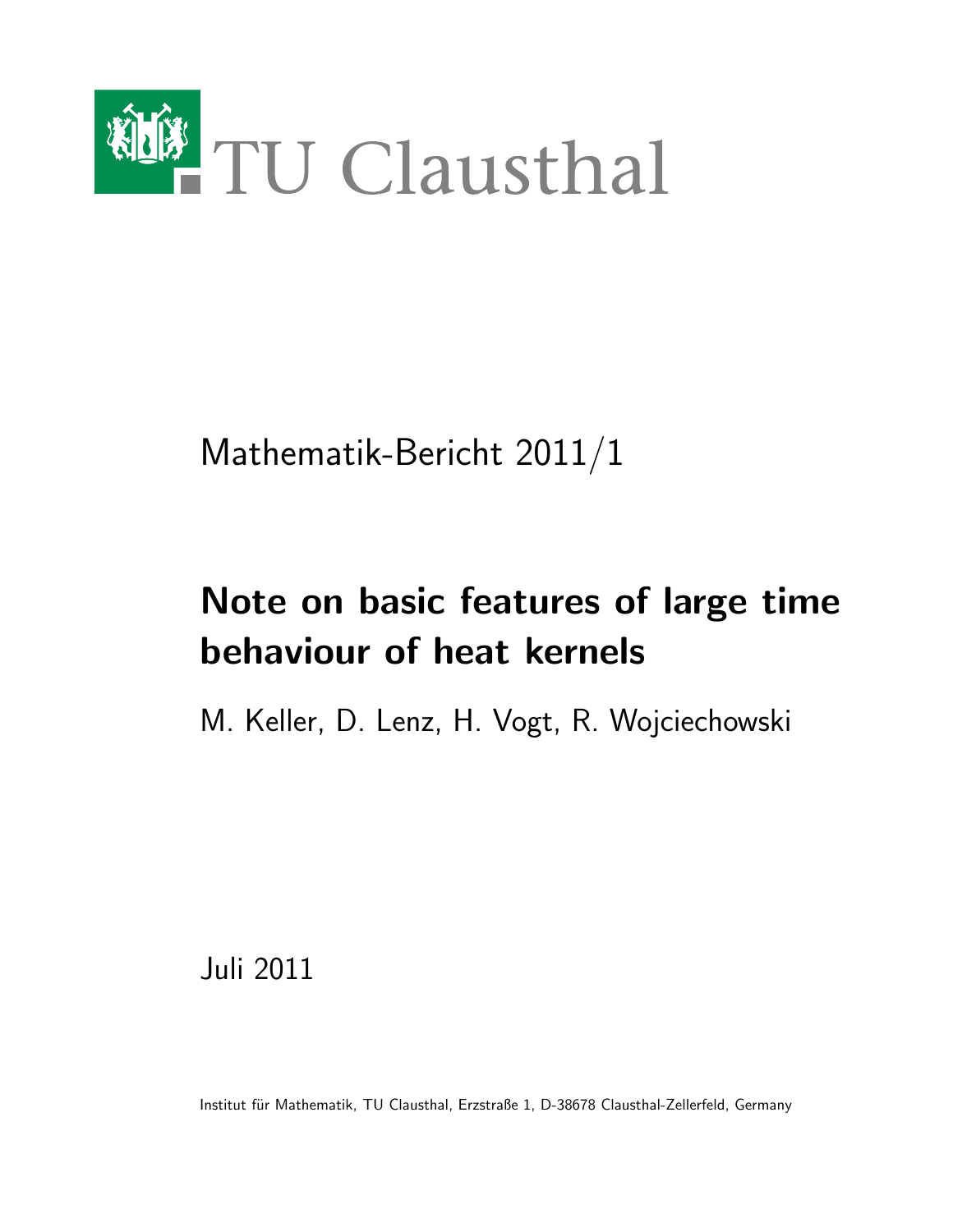TU Clausthal

Mathematik-Bericht 2011/1

# Note on basic features of large time behaviour of heat kernels

M. Keller, D. Lenz, H. Vogt, R. Wojciechowski

Juli 2011

Institut für Mathematik, TU Clausthal, Erzstraße 1, D-38678 Clausthal-Zellerfeld, Germany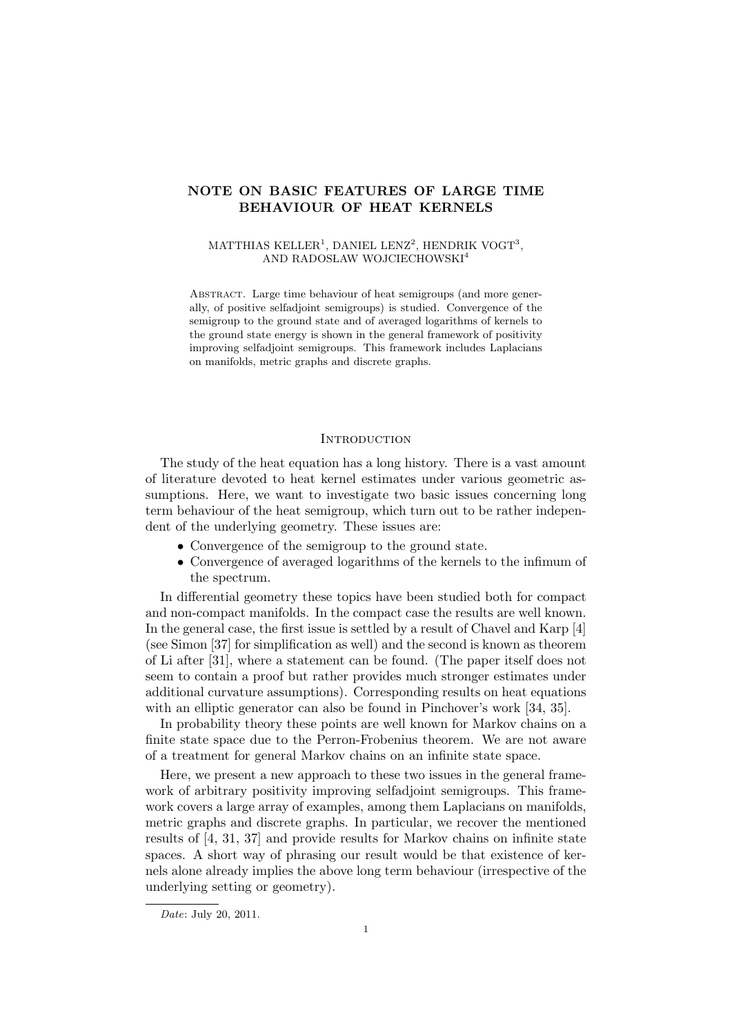# NOTE ON BASIC FEATURES OF LARGE TIME BEHAVIOUR OF HEAT KERNELS

MATTHIAS KELLER[1], DANIEL LENZ[2], HENDRIK VOGT[3], AND RADOSŁAW WOJCIECHOWSKI[4]

ABSTRACT. Large time behaviour of heat semigroups (and more generally, of positive selfadjoint semigroups) is studied. Convergence of the semigroup to the ground state and of averaged logarithms of kernels to the ground state energy is shown in the general framework of positivity improving selfadjoint semigroups. This framework includes Laplacians on manifolds, metric graphs and discrete graphs.

## INTRODUCTION

The study of the heat equation has a long history. There is a vast amount of literature devoted to heat kernel estimates under various geometric assumptions. Here, we want to investigate two basic issues concerning long term behaviour of the heat semigroup, which turn out to be rather independent of the underlying geometry. These issues are:

- Convergence of the semigroup to the ground state.
- Convergence of averaged logarithms of the kernels to the infimum of the spectrum.

In differential geometry these topics have been studied both for compact and non-compact manifolds. In the compact case the results are well known. In the general case, the first issue is settled by a result of Chavel and Karp [4] (see Simon [37] for simplification as well) and the second is known as theorem of Li after [31], where a statement can be found. (The paper itself does not seem to contain a proof but rather provides much stronger estimates under additional curvature assumptions). Corresponding results on heat equations with an elliptic generator can also be found in Pinchover's work [34, 35].

In probability theory these points are well known for Markov chains on a finite state space due to the Perron-Frobenius theorem. We are not aware of a treatment for general Markov chains on an infinite state space.

Here, we present a new approach to these two issues in the general framework of arbitrary positivity improving selfadjoint semigroups. This framework covers a large array of examples, among them Laplacians on manifolds, metric graphs and discrete graphs. In particular, we recover the mentioned results of [4, 31, 37] and provide results for Markov chains on infinite state spaces. A short way of phrasing our result would be that existence of kernels alone already implies the above long term behaviour (irrespective of the underlying setting or geometry).

*Date*: July 20, 2011.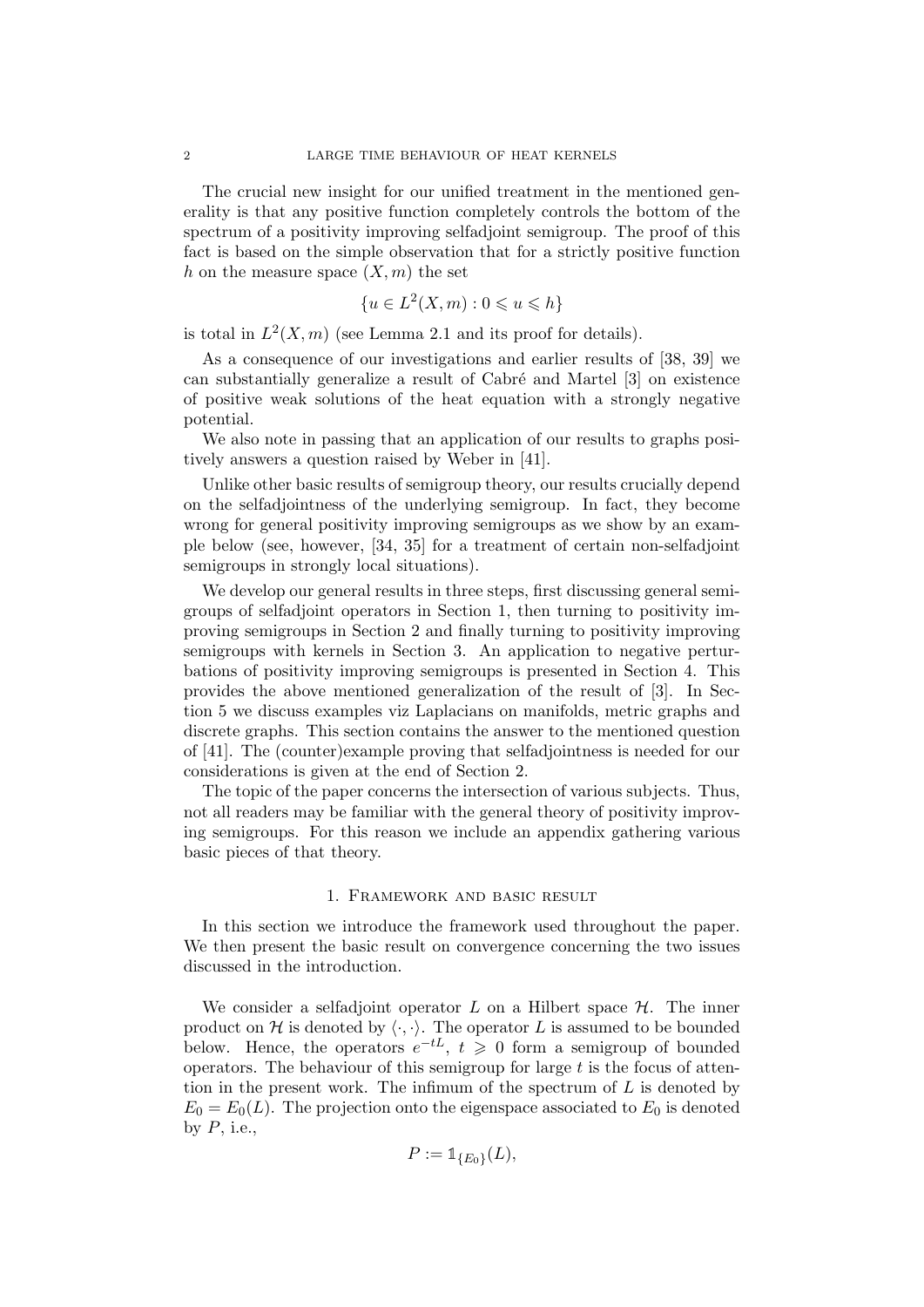The crucial new insight for our unified treatment in the mentioned generality is that any positive function completely controls the bottom of the spectrum of a positivity improving selfadjoint semigroup. The proof of this fact is based on the simple observation that for a strictly positive function $h$ on the measure space $(X, m)$ the set

$$\{u \in L^2(X, m) : 0 \leqslant u \leqslant h\}$$

is total in $L^2(X, m)$ (see Lemma 2.1 and its proof for details).

As a consequence of our investigations and earlier results of [38, 39] we can substantially generalize a result of Cabré and Martel [3] on existence of positive weak solutions of the heat equation with a strongly negative potential.

We also note in passing that an application of our results to graphs positively answers a question raised by Weber in [41].

Unlike other basic results of semigroup theory, our results crucially depend on the selfadjointness of the underlying semigroup. In fact, they become wrong for general positivity improving semigroups as we show by an example below (see, however, [34, 35] for a treatment of certain non-selfadjoint semigroups in strongly local situations).

We develop our general results in three steps, first discussing general semigroups of selfadjoint operators in Section 1, then turning to positivity improving semigroups in Section 2 and finally turning to positivity improving semigroups with kernels in Section 3. An application to negative perturbations of positivity improving semigroups is presented in Section 4. This provides the above mentioned generalization of the result of [3]. In Section 5 we discuss examples viz Laplacians on manifolds, metric graphs and discrete graphs. This section contains the answer to the mentioned question of [41]. The (counter)example proving that selfadjointness is needed for our considerations is given at the end of Section 2.

The topic of the paper concerns the intersection of various subjects. Thus, not all readers may be familiar with the general theory of positivity improving semigroups. For this reason we include an appendix gathering various basic pieces of that theory.

## 1. Framework and basic result

In this section we introduce the framework used throughout the paper. We then present the basic result on convergence concerning the two issues discussed in the introduction.

We consider a selfadjoint operator $L$ on a Hilbert space $\mathcal{H}$. The inner product on $\mathcal{H}$ is denoted by $\langle \cdot, \cdot \rangle$. The operator $L$ is assumed to be bounded below. Hence, the operators $e^{-tL}$, $t \geqslant 0$ form a semigroup of bounded operators. The behaviour of this semigroup for large $t$ is the focus of attention in the present work. The infimum of the spectrum of $L$ is denoted by $E_0 = E_0(L)$. The projection onto the eigenspace associated to $E_0$ is denoted by $P$, i.e.,

$$P := \mathbb{1}_{\{E_0\}}(L),$$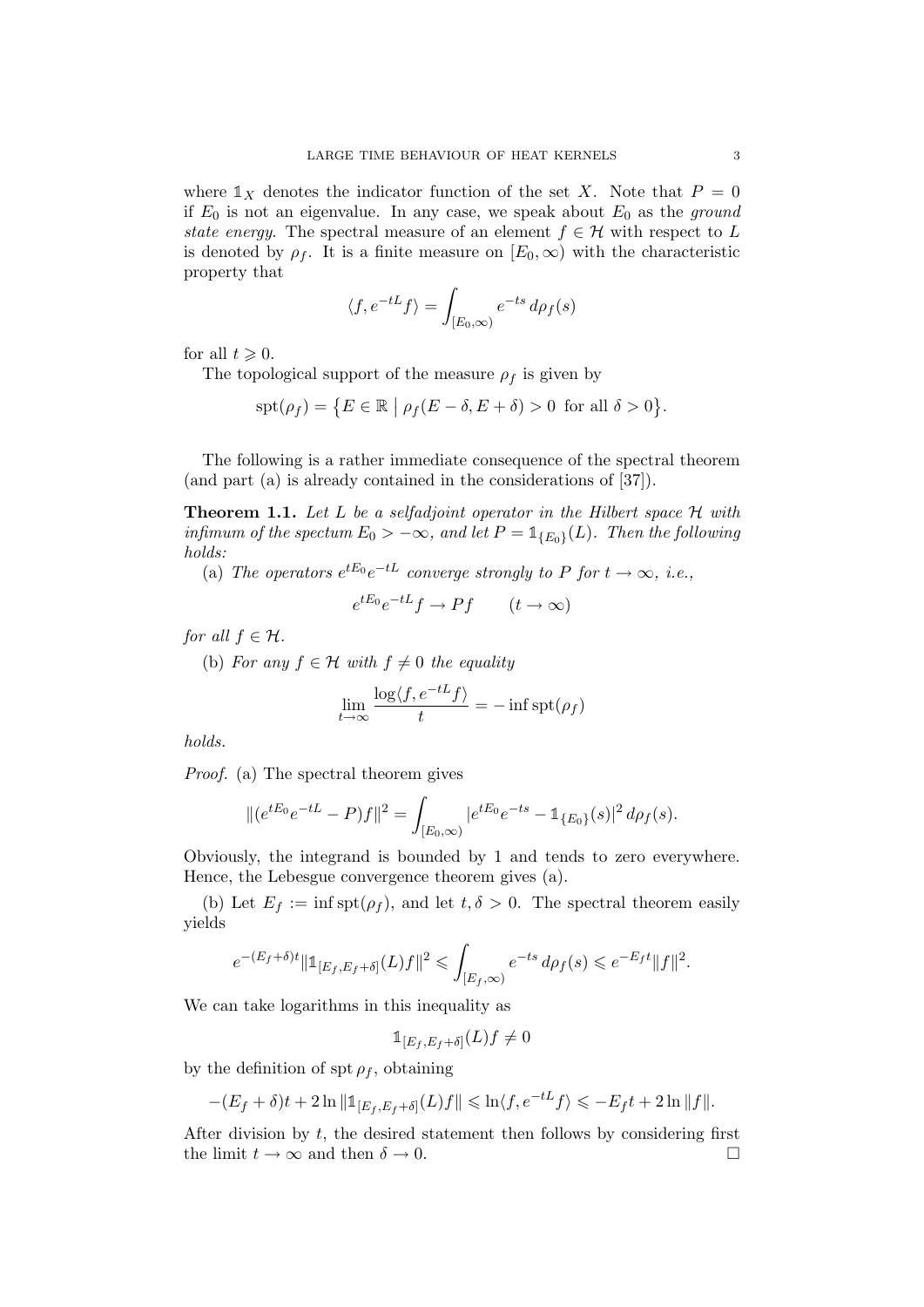where $\mathbb{1}_X$ denotes the indicator function of the set $X$. Note that $P = 0$ if $E_0$ is not an eigenvalue. In any case, we speak about $E_0$ as the *ground state energy*. The spectral measure of an element $f \in \mathcal{H}$ with respect to $L$ is denoted by $\rho_f$. It is a finite measure on $[E_0, \infty)$ with the characteristic property that

$$\langle f, e^{-tL} f\rangle = \int_{[E_0,\infty)} e^{-ts}\, d\rho_f(s)$$

for all $t \geqslant 0$.

The topological support of the measure $\rho_f$ is given by

$$\operatorname{spt}(\rho_f) = \big\{E \in \mathbb{R} \bigm| \rho_f(E-\delta, E+\delta) > 0 \text{ for all } \delta > 0\big\}.$$

The following is a rather immediate consequence of the spectral theorem (and part (a) is already contained in the considerations of [37]).

**Theorem 1.1.** *Let $L$ be a selfadjoint operator in the Hilbert space $\mathcal{H}$ with infimum of the spectum $E_0 > -\infty$, and let $P = \mathbb{1}_{\{E_0\}}(L)$. Then the following holds:*

(a) *The operators $e^{tE_0}e^{-tL}$ converge strongly to $P$ for $t \to \infty$, i.e.,*

$$e^{tE_0}e^{-tL} f \to Pf \qquad (t \to \infty)$$

*for all $f \in \mathcal{H}$.*

(b) *For any $f \in \mathcal{H}$ with $f \neq 0$ the equality*

$$\lim_{t\to\infty} \frac{\log\langle f, e^{-tL} f\rangle}{t} = -\inf \operatorname{spt}(\rho_f)$$

*holds.*

*Proof.* (a) The spectral theorem gives

$$\|(e^{tE_0}e^{-tL} - P)f\|^2 = \int_{[E_0,\infty)} |e^{tE_0}e^{-ts} - \mathbb{1}_{\{E_0\}}(s)|^2\, d\rho_f(s).$$

Obviously, the integrand is bounded by 1 and tends to zero everywhere. Hence, the Lebesgue convergence theorem gives (a).

(b) Let $E_f := \inf \operatorname{spt}(\rho_f)$, and let $t, \delta > 0$. The spectral theorem easily yields

$$e^{-(E_f+\delta)t}\|\mathbb{1}_{[E_f,E_f+\delta]}(L)f\|^2 \leqslant \int_{[E_f,\infty)} e^{-ts}\, d\rho_f(s) \leqslant e^{-E_f t}\|f\|^2.$$

We can take logarithms in this inequality as

$$\mathbb{1}_{[E_f,E_f+\delta]}(L)f \neq 0$$

by the definition of $\operatorname{spt} \rho_f$, obtaining

$$-(E_f+\delta)t + 2\ln\|\mathbb{1}_{[E_f,E_f+\delta]}(L)f\| \leqslant \ln\langle f, e^{-tL}f\rangle \leqslant -E_f t + 2\ln\|f\|.$$

After division by $t$, the desired statement then follows by considering first the limit $t \to \infty$ and then $\delta \to 0$. $\square$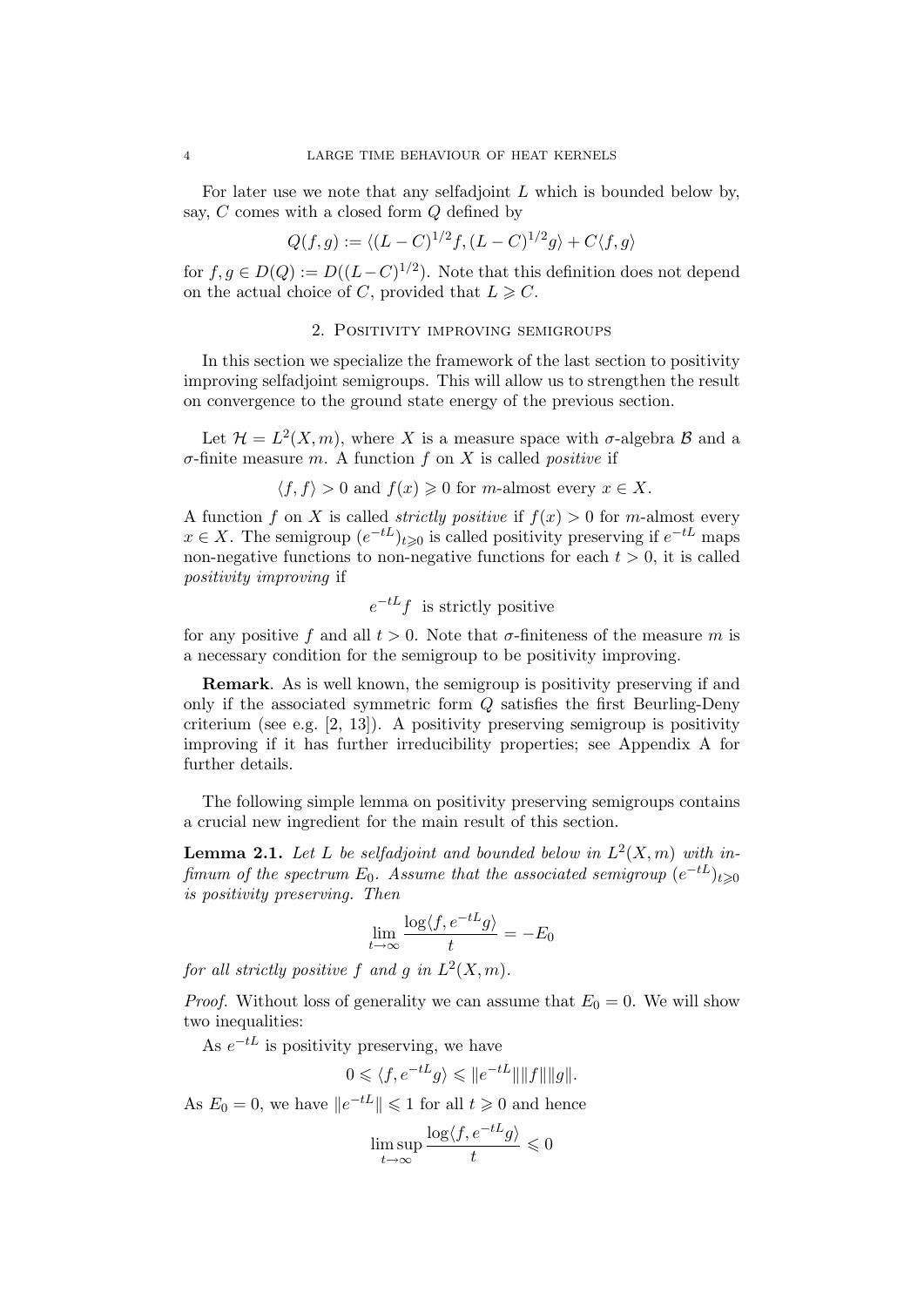For later use we note that any selfadjoint $L$ which is bounded below by, say, $C$ comes with a closed form $Q$ defined by

$$Q(f, g) := \langle (L - C)^{1/2} f, (L - C)^{1/2} g \rangle + C \langle f, g \rangle$$

for $f, g \in D(Q) := D((L - C)^{1/2})$. Note that this definition does not depend on the actual choice of $C$, provided that $L \geqslant C$.

## 2. Positivity improving semigroups

In this section we specialize the framework of the last section to positivity improving selfadjoint semigroups. This will allow us to strengthen the result on convergence to the ground state energy of the previous section.

Let $\mathcal{H} = L^2(X, m)$, where $X$ is a measure space with $\sigma$-algebra $\mathcal{B}$ and a $\sigma$-finite measure $m$. A function $f$ on $X$ is called *positive* if

$$\langle f, f \rangle > 0 \text{ and } f(x) \geqslant 0 \text{ for } m\text{-almost every } x \in X.$$

A function $f$ on $X$ is called *strictly positive* if $f(x) > 0$ for $m$-almost every $x \in X$. The semigroup $(e^{-tL})_{t \geqslant 0}$ is called positivity preserving if $e^{-tL}$ maps non-negative functions to non-negative functions for each $t > 0$, it is called *positivity improving* if

$$e^{-tL} f \text{ is strictly positive}$$

for any positive $f$ and all $t > 0$. Note that $\sigma$-finiteness of the measure $m$ is a necessary condition for the semigroup to be positivity improving.

**Remark**. As is well known, the semigroup is positivity preserving if and only if the associated symmetric form $Q$ satisfies the first Beurling-Deny criterium (see e.g. [2, 13]). A positivity preserving semigroup is positivity improving if it has further irreducibility properties; see Appendix A for further details.

The following simple lemma on positivity preserving semigroups contains a crucial new ingredient for the main result of this section.

**Lemma 2.1.** *Let $L$ be selfadjoint and bounded below in $L^2(X, m)$ with infimum of the spectrum $E_0$. Assume that the associated semigroup $(e^{-tL})_{t \geqslant 0}$ is positivity preserving. Then*

$$\lim_{t \to \infty} \frac{\log \langle f, e^{-tL} g \rangle}{t} = -E_0$$

*for all strictly positive $f$ and $g$ in $L^2(X, m)$.*

*Proof.* Without loss of generality we can assume that $E_0 = 0$. We will show two inequalities:

As $e^{-tL}$ is positivity preserving, we have

$$0 \leqslant \langle f, e^{-tL} g \rangle \leqslant \|e^{-tL}\| \|f\| \|g\|.$$

As $E_0 = 0$, we have $\|e^{-tL}\| \leqslant 1$ for all $t \geqslant 0$ and hence

$$\limsup_{t \to \infty} \frac{\log \langle f, e^{-tL} g \rangle}{t} \leqslant 0$$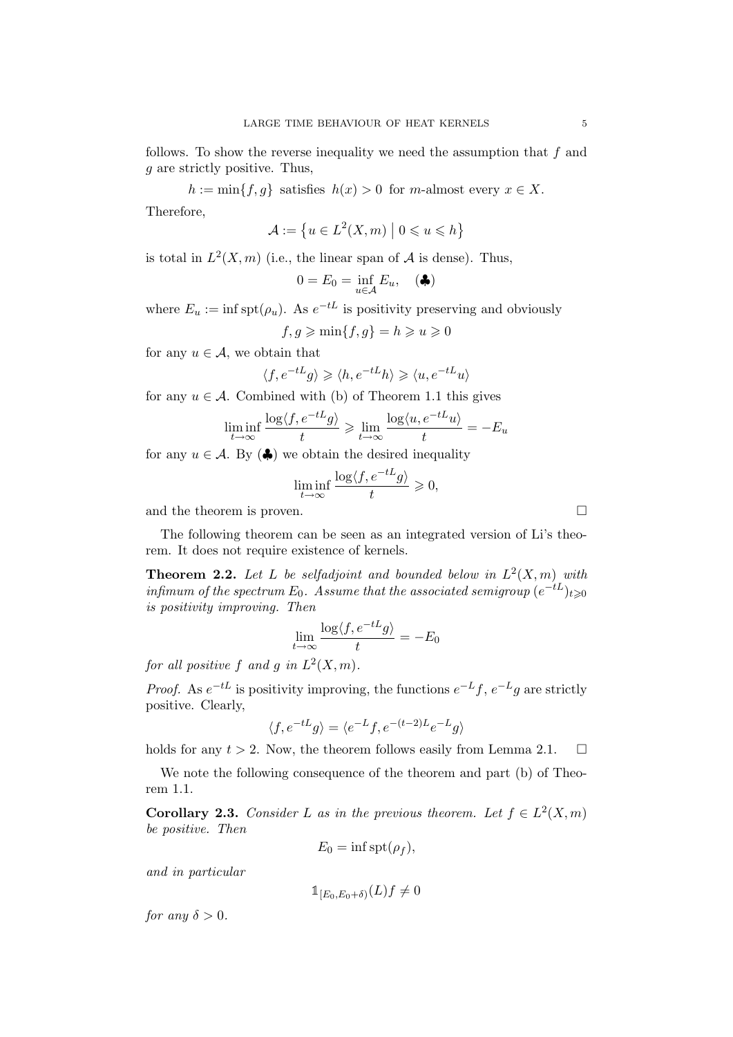follows. To show the reverse inequality we need the assumption that $f$ and $g$ are strictly positive. Thus,

$$h := \min\{f, g\} \text{ satisfies } h(x) > 0 \text{ for } m\text{-almost every } x \in X.$$

Therefore,

$$\mathcal{A} := \{ u \in L^2(X, m) \mid 0 \leqslant u \leqslant h \}$$

is total in $L^2(X, m)$ (i.e., the linear span of $\mathcal{A}$ is dense). Thus,

$$0 = E_0 = \inf_{u \in \mathcal{A}} E_u, \quad (\clubsuit)$$

where $E_u := \inf \operatorname{spt}(\rho_u)$. As $e^{-tL}$ is positivity preserving and obviously

$$f, g \geqslant \min\{f, g\} = h \geqslant u \geqslant 0$$

for any $u \in \mathcal{A}$, we obtain that

$$\langle f, e^{-tL} g \rangle \geqslant \langle h, e^{-tL} h \rangle \geqslant \langle u, e^{-tL} u \rangle$$

for any $u \in \mathcal{A}$. Combined with (b) of Theorem 1.1 this gives

$$\liminf_{t \to \infty} \frac{\log \langle f, e^{-tL} g \rangle}{t} \geqslant \lim_{t \to \infty} \frac{\log \langle u, e^{-tL} u \rangle}{t} = -E_u$$

for any $u \in \mathcal{A}$. By ($\clubsuit$) we obtain the desired inequality

$$\liminf_{t \to \infty} \frac{\log \langle f, e^{-tL} g \rangle}{t} \geqslant 0,$$

and the theorem is proven. $\square$

The following theorem can be seen as an integrated version of Li's theorem. It does not require existence of kernels.

**Theorem 2.2.** *Let $L$ be selfadjoint and bounded below in $L^2(X, m)$ with infimum of the spectrum $E_0$. Assume that the associated semigroup $(e^{-tL})_{t \geqslant 0}$ is positivity improving. Then*

$$\lim_{t \to \infty} \frac{\log \langle f, e^{-tL} g \rangle}{t} = -E_0$$

*for all positive $f$ and $g$ in $L^2(X, m)$.*

*Proof.* As $e^{-tL}$ is positivity improving, the functions $e^{-L} f$, $e^{-L} g$ are strictly positive. Clearly,

$$\langle f, e^{-tL} g \rangle = \langle e^{-L} f, e^{-(t-2)L} e^{-L} g \rangle$$

holds for any $t > 2$. Now, the theorem follows easily from Lemma 2.1. $\square$

We note the following consequence of the theorem and part (b) of Theorem 1.1.

**Corollary 2.3.** *Consider $L$ as in the previous theorem. Let $f \in L^2(X, m)$ be positive. Then*

$$E_0 = \inf \operatorname{spt}(\rho_f),$$

*and in particular*

$$\mathbb{1}_{[E_0, E_0 + \delta)}(L) f \neq 0$$

*for any $\delta > 0$.*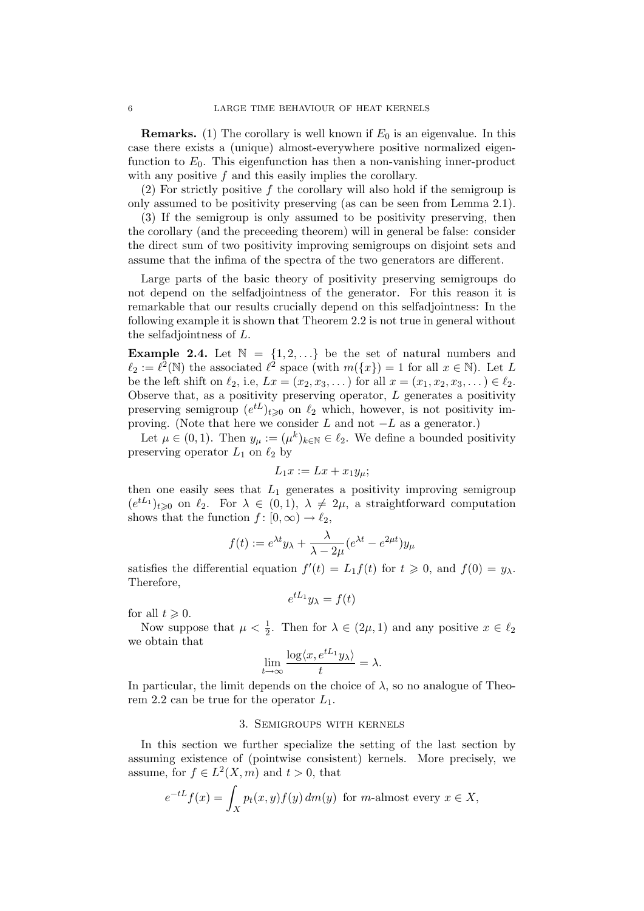**Remarks.** (1) The corollary is well known if $E_0$ is an eigenvalue. In this case there exists a (unique) almost-everywhere positive normalized eigenfunction to $E_0$. This eigenfunction has then a non-vanishing inner-product with any positive $f$ and this easily implies the corollary.

(2) For strictly positive $f$ the corollary will also hold if the semigroup is only assumed to be positivity preserving (as can be seen from Lemma 2.1).

(3) If the semigroup is only assumed to be positivity preserving, then the corollary (and the preceeding theorem) will in general be false: consider the direct sum of two positivity improving semigroups on disjoint sets and assume that the infima of the spectra of the two generators are different.

Large parts of the basic theory of positivity preserving semigroups do not depend on the selfadjointness of the generator. For this reason it is remarkable that our results crucially depend on this selfadjointness: In the following example it is shown that Theorem 2.2 is not true in general without the selfadjointness of $L$.

**Example 2.4.** Let $\mathbb{N} = \{1, 2, \ldots\}$ be the set of natural numbers and $\ell_2 := \ell^2(\mathbb{N})$ the associated $\ell^2$ space (with $m(\{x\}) = 1$ for all $x \in \mathbb{N}$). Let $L$ be the left shift on $\ell_2$, i.e, $Lx = (x_2, x_3, \ldots)$ for all $x = (x_1, x_2, x_3, \ldots) \in \ell_2$. Observe that, as a positivity preserving operator, $L$ generates a positivity preserving semigroup $(e^{tL})_{t \geqslant 0}$ on $\ell_2$ which, however, is not positivity improving. (Note that here we consider $L$ and not $-L$ as a generator.)

Let $\mu \in (0, 1)$. Then $y_\mu := (\mu^k)_{k \in \mathbb{N}} \in \ell_2$. We define a bounded positivity preserving operator $L_1$ on $\ell_2$ by

$$L_1 x := Lx + x_1 y_\mu;$$

then one easily sees that $L_1$ generates a positivity improving semigroup $(e^{tL_1})_{t \geqslant 0}$ on $\ell_2$. For $\lambda \in (0, 1)$, $\lambda \neq 2\mu$, a straightforward computation shows that the function $f \colon [0, \infty) \to \ell_2$,

$$f(t) := e^{\lambda t} y_\lambda + \frac{\lambda}{\lambda - 2\mu}(e^{\lambda t} - e^{2\mu t}) y_\mu$$

satisfies the differential equation $f'(t) = L_1 f(t)$ for $t \geqslant 0$, and $f(0) = y_\lambda$. Therefore,

$$e^{tL_1} y_\lambda = f(t)$$

for all $t \geqslant 0$.

Now suppose that $\mu < \frac{1}{2}$. Then for $\lambda \in (2\mu, 1)$ and any positive $x \in \ell_2$ we obtain that

$$\lim_{t \to \infty} \frac{\log \langle x, e^{tL_1} y_\lambda \rangle}{t} = \lambda.$$

In particular, the limit depends on the choice of $\lambda$, so no analogue of Theorem 2.2 can be true for the operator $L_1$.

## 3. Semigroups with kernels

In this section we further specialize the setting of the last section by assuming existence of (pointwise consistent) kernels. More precisely, we assume, for $f \in L^2(X, m)$ and $t > 0$, that

$$e^{-tL} f(x) = \int_X p_t(x, y) f(y)\, dm(y) \text{ for } m\text{-almost every } x \in X,$$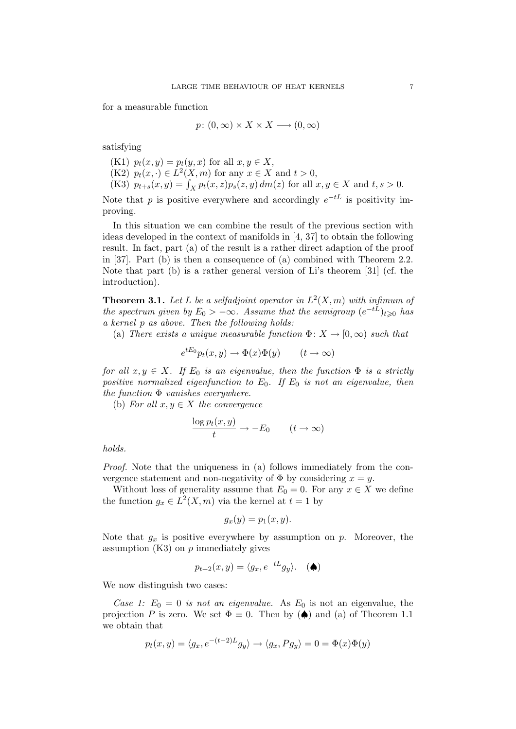for a measurable function

$$p \colon (0, \infty) \times X \times X \longrightarrow (0, \infty)$$

satisfying

(K1) $p_t(x, y) = p_t(y, x)$ for all $x, y \in X$,
(K2) $p_t(x, \cdot) \in L^2(X, m)$ for any $x \in X$ and $t > 0$,
(K3) $p_{t+s}(x, y) = \int_X p_t(x, z) p_s(z, y)\, dm(z)$ for all $x, y \in X$ and $t, s > 0$.

Note that $p$ is positive everywhere and accordingly $e^{-tL}$ is positivity improving.

In this situation we can combine the result of the previous section with ideas developed in the context of manifolds in [4, 37] to obtain the following result. In fact, part (a) of the result is a rather direct adaption of the proof in [37]. Part (b) is then a consequence of (a) combined with Theorem 2.2. Note that part (b) is a rather general version of Li's theorem [31] (cf. the introduction).

**Theorem 3.1.** *Let $L$ be a selfadjoint operator in $L^2(X, m)$ with infimum of the spectrum given by $E_0 > -\infty$. Assume that the semigroup $(e^{-tL})_{t \geqslant 0}$ has a kernel $p$ as above. Then the following holds:*

(a) *There exists a unique measurable function $\Phi \colon X \to [0, \infty)$ such that*

$$e^{tE_0} p_t(x, y) \to \Phi(x)\Phi(y) \qquad (t \to \infty)$$

*for all $x, y \in X$. If $E_0$ is an eigenvalue, then the function $\Phi$ is a strictly positive normalized eigenfunction to $E_0$. If $E_0$ is not an eigenvalue, then the function $\Phi$ vanishes everywhere.*

(b) *For all $x, y \in X$ the convergence*

$$\frac{\log p_t(x, y)}{t} \to -E_0 \qquad (t \to \infty)$$

*holds.*

*Proof.* Note that the uniqueness in (a) follows immediately from the convergence statement and non-negativity of $\Phi$ by considering $x = y$.

Without loss of generality assume that $E_0 = 0$. For any $x \in X$ we define the function $g_x \in L^2(X, m)$ via the kernel at $t = 1$ by

$$g_x(y) = p_1(x, y).$$

Note that $g_x$ is positive everywhere by assumption on $p$. Moreover, the assumption (K3) on $p$ immediately gives

$$p_{t+2}(x, y) = \langle g_x, e^{-tL} g_y \rangle. \quad (\spadesuit)$$

We now distinguish two cases:

*Case 1: $E_0 = 0$ is not an eigenvalue.* As $E_0$ is not an eigenvalue, the projection $P$ is zero. We set $\Phi \equiv 0$. Then by $(\spadesuit)$ and (a) of Theorem 1.1 we obtain that

$$p_t(x, y) = \langle g_x, e^{-(t-2)L} g_y \rangle \to \langle g_x, P g_y \rangle = 0 = \Phi(x)\Phi(y)$$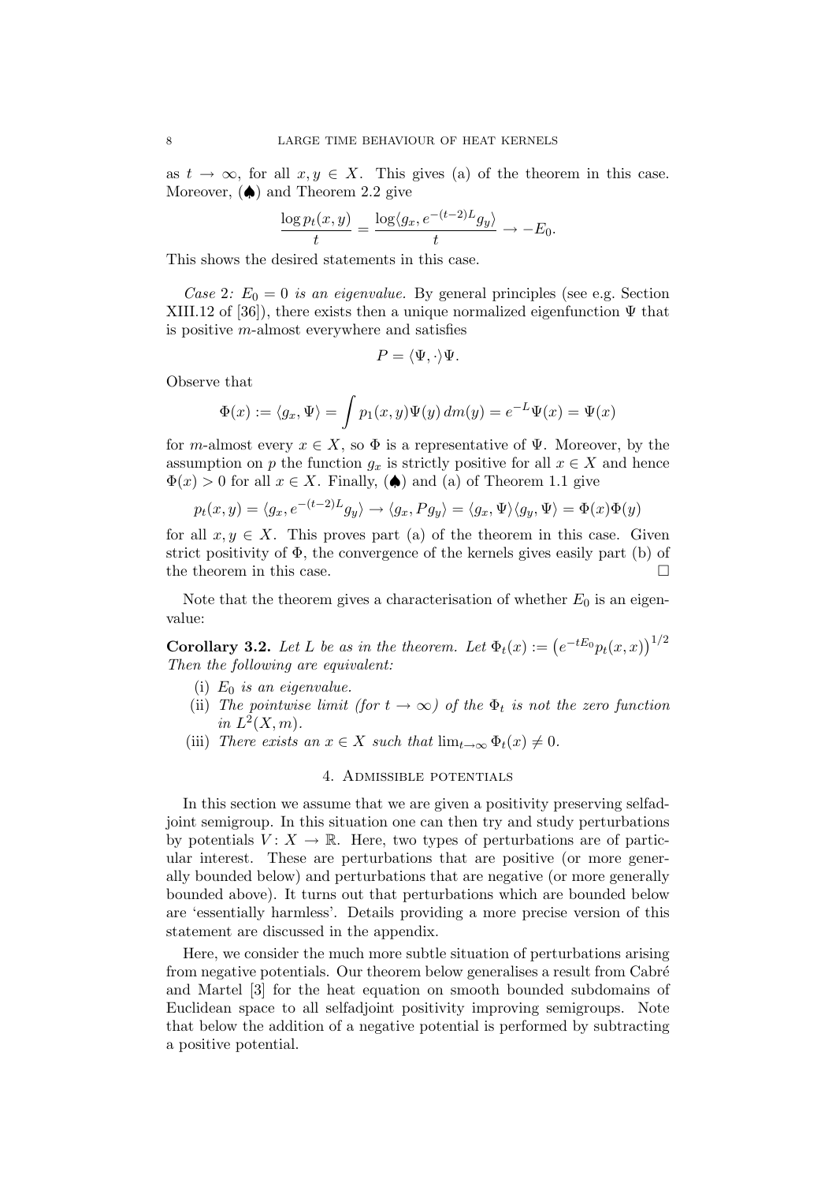as $t \to \infty$, for all $x, y \in X$. This gives (a) of the theorem in this case. Moreover, (♠) and Theorem 2.2 give

$$\frac{\log p_t(x,y)}{t} = \frac{\log \langle g_x, e^{-(t-2)L} g_y \rangle}{t} \to -E_0.$$

This shows the desired statements in this case.

*Case 2: $E_0 = 0$ is an eigenvalue.* By general principles (see e.g. Section XIII.12 of [36]), there exists then a unique normalized eigenfunction $\Psi$ that is positive $m$-almost everywhere and satisfies

$$P = \langle \Psi, \cdot \rangle \Psi.$$

Observe that

$$\Phi(x) := \langle g_x, \Psi \rangle = \int p_1(x,y) \Psi(y)\, dm(y) = e^{-L}\Psi(x) = \Psi(x)$$

for $m$-almost every $x \in X$, so $\Phi$ is a representative of $\Psi$. Moreover, by the assumption on $p$ the function $g_x$ is strictly positive for all $x \in X$ and hence $\Phi(x) > 0$ for all $x \in X$. Finally, (♠) and (a) of Theorem 1.1 give

$$p_t(x,y) = \langle g_x, e^{-(t-2)L} g_y \rangle \to \langle g_x, P g_y \rangle = \langle g_x, \Psi \rangle \langle g_y, \Psi \rangle = \Phi(x)\Phi(y)$$

for all $x, y \in X$. This proves part (a) of the theorem in this case. Given strict positivity of $\Phi$, the convergence of the kernels gives easily part (b) of the theorem in this case. □

Note that the theorem gives a characterisation of whether $E_0$ is an eigenvalue:

**Corollary 3.2.** *Let $L$ be as in the theorem. Let $\Phi_t(x) := \left(e^{-tE_0} p_t(x,x)\right)^{1/2}$ Then the following are equivalent:*

- (i) *$E_0$ is an eigenvalue.*
- (ii) *The pointwise limit (for $t \to \infty$) of the $\Phi_t$ is not the zero function in $L^2(X,m)$.*
- (iii) *There exists an $x \in X$ such that $\lim_{t\to\infty} \Phi_t(x) \neq 0$.*

## 4. Admissible potentials

In this section we assume that we are given a positivity preserving selfadjoint semigroup. In this situation one can then try and study perturbations by potentials $V : X \to \mathbb{R}$. Here, two types of perturbations are of particular interest. These are perturbations that are positive (or more generally bounded below) and perturbations that are negative (or more generally bounded above). It turns out that perturbations which are bounded below are 'essentially harmless'. Details providing a more precise version of this statement are discussed in the appendix.

Here, we consider the much more subtle situation of perturbations arising from negative potentials. Our theorem below generalises a result from Cabré and Martel [3] for the heat equation on smooth bounded subdomains of Euclidean space to all selfadjoint positivity improving semigroups. Note that below the addition of a negative potential is performed by subtracting a positive potential.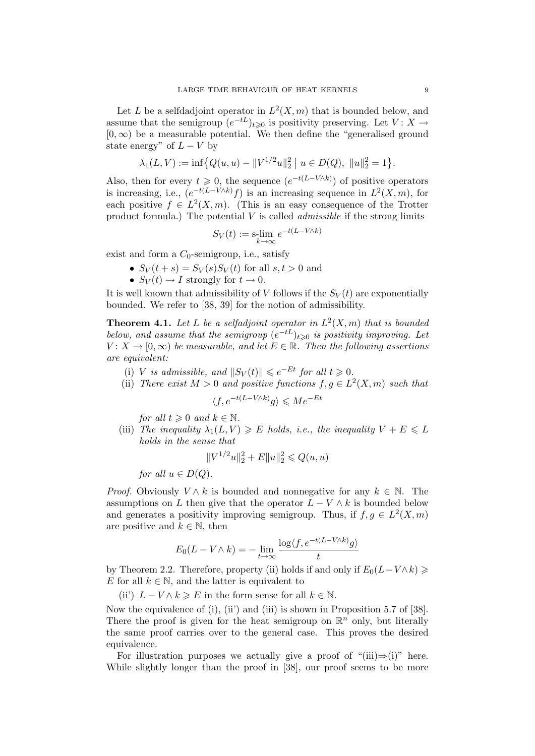Let $L$ be a selfdadjoint operator in $L^2(X, m)$ that is bounded below, and assume that the semigroup $(e^{-tL})_{t\geqslant 0}$ is positivity preserving. Let $V: X \to [0, \infty)$ be a measurable potential. We then define the "generalised ground state energy" of $L - V$ by

$$\lambda_1(L, V) := \inf\bigl\{Q(u, u) - \|V^{1/2}u\|_2^2 \mid u \in D(Q),\ \|u\|_2^2 = 1\bigr\}.$$

Also, then for every $t \geqslant 0$, the sequence $(e^{-t(L-V\wedge k)})$ of positive operators is increasing, i.e., $(e^{-t(L-V\wedge k)}f)$ is an increasing sequence in $L^2(X, m)$, for each positive $f \in L^2(X, m)$. (This is an easy consequence of the Trotter product formula.) The potential $V$ is called *admissible* if the strong limits

$$S_V(t) := \operatorname*{s-lim}_{k\to\infty} e^{-t(L-V\wedge k)}$$

exist and form a $C_0$-semigroup, i.e., satisfy

- $S_V(t + s) = S_V(s)S_V(t)$ for all $s, t > 0$ and
- $S_V(t) \to I$ strongly for $t \to 0$.

It is well known that admissibility of $V$ follows if the $S_V(t)$ are exponentially bounded. We refer to [38, 39] for the notion of admissibility.

**Theorem 4.1.** *Let $L$ be a selfadjoint operator in $L^2(X, m)$ that is bounded below, and assume that the semigroup $(e^{-tL})_{t\geqslant 0}$ is positivity improving. Let $V: X \to [0, \infty)$ be measurable, and let $E \in \mathbb{R}$. Then the following assertions are equivalent:*

(i) *$V$ is admissible, and $\|S_V(t)\| \leqslant e^{-Et}$ for all $t \geqslant 0$.*

(ii) *There exist $M > 0$ and positive functions $f, g \in L^2(X, m)$ such that*

$$\langle f, e^{-t(L-V\wedge k)}g\rangle \leqslant Me^{-Et}$$

*for all $t \geqslant 0$ and $k \in \mathbb{N}$.*

(iii) *The inequality $\lambda_1(L, V) \geqslant E$ holds, i.e., the inequality $V + E \leqslant L$ holds in the sense that*

$$\|V^{1/2}u\|_2^2 + E\|u\|_2^2 \leqslant Q(u, u)$$

*for all $u \in D(Q)$.*

*Proof.* Obviously $V \wedge k$ is bounded and nonnegative for any $k \in \mathbb{N}$. The assumptions on $L$ then give that the operator $L - V \wedge k$ is bounded below and generates a positivity improving semigroup. Thus, if $f, g \in L^2(X, m)$ are positive and $k \in \mathbb{N}$, then

$$E_0(L - V \wedge k) = -\lim_{t\to\infty} \frac{\log\langle f, e^{-t(L-V\wedge k)}g\rangle}{t}$$

by Theorem 2.2. Therefore, property (ii) holds if and only if $E_0(L-V\wedge k) \geqslant E$ for all $k \in \mathbb{N}$, and the latter is equivalent to

(ii') $L - V \wedge k \geqslant E$ in the form sense for all $k \in \mathbb{N}$.

Now the equivalence of (i), (ii') and (iii) is shown in Proposition 5.7 of [38]. There the proof is given for the heat semigroup on $\mathbb{R}^n$ only, but literally the same proof carries over to the general case. This proves the desired equivalence.

For illustration purposes we actually give a proof of "(iii)⇒(i)" here. While slightly longer than the proof in [38], our proof seems to be more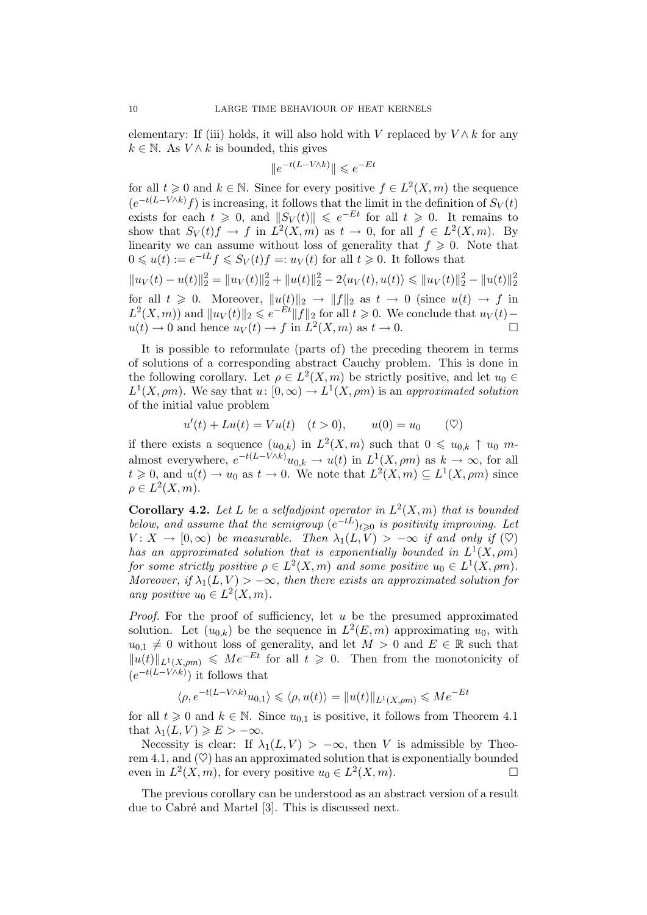elementary: If (iii) holds, it will also hold with $V$ replaced by $V \wedge k$ for any $k \in \mathbb{N}$. As $V \wedge k$ is bounded, this gives

$$\|e^{-t(L-V\wedge k)}\| \leqslant e^{-Et}$$

for all $t \geqslant 0$ and $k \in \mathbb{N}$. Since for every positive $f \in L^2(X,m)$ the sequence $(e^{-t(L-V\wedge k)}f)$ is increasing, it follows that the limit in the definition of $S_V(t)$ exists for each $t \geqslant 0$, and $\|S_V(t)\| \leqslant e^{-Et}$ for all $t \geqslant 0$. It remains to show that $S_V(t)f \to f$ in $L^2(X,m)$ as $t \to 0$, for all $f \in L^2(X,m)$. By linearity we can assume without loss of generality that $f \geqslant 0$. Note that $0 \leqslant u(t) := e^{-tL}f \leqslant S_V(t)f =: u_V(t)$ for all $t \geqslant 0$. It follows that

$$\|u_V(t) - u(t)\|_2^2 = \|u_V(t)\|_2^2 + \|u(t)\|_2^2 - 2\langle u_V(t), u(t)\rangle \leqslant \|u_V(t)\|_2^2 - \|u(t)\|_2^2$$

for all $t \geqslant 0$. Moreover, $\|u(t)\|_2 \to \|f\|_2$ as $t \to 0$ (since $u(t) \to f$ in $L^2(X,m)$) and $\|u_V(t)\|_2 \leqslant e^{-Et}\|f\|_2$ for all $t \geqslant 0$. We conclude that $u_V(t) - u(t) \to 0$ and hence $u_V(t) \to f$ in $L^2(X,m)$ as $t \to 0$. □

It is possible to reformulate (parts of) the preceding theorem in terms of solutions of a corresponding abstract Cauchy problem. This is done in the following corollary. Let $\rho \in L^2(X,m)$ be strictly positive, and let $u_0 \in L^1(X,\rho m)$. We say that $u\colon [0,\infty) \to L^1(X,\rho m)$ is an *approximated solution* of the initial value problem

$$u'(t) + Lu(t) = Vu(t) \quad (t > 0), \qquad u(0) = u_0 \qquad (\heartsuit)$$

if there exists a sequence $(u_{0,k})$ in $L^2(X,m)$ such that $0 \leqslant u_{0,k} \uparrow u_0$ $m$-almost everywhere, $e^{-t(L-V\wedge k)}u_{0,k} \to u(t)$ in $L^1(X,\rho m)$ as $k \to \infty$, for all $t \geqslant 0$, and $u(t) \to u_0$ as $t \to 0$. We note that $L^2(X,m) \subseteq L^1(X,\rho m)$ since $\rho \in L^2(X,m)$.

**Corollary 4.2.** *Let $L$ be a selfadjoint operator in $L^2(X,m)$ that is bounded below, and assume that the semigroup $(e^{-tL})_{t\geqslant 0}$ is positivity improving. Let $V\colon X \to [0,\infty)$ be measurable. Then $\lambda_1(L,V) > -\infty$ if and only if $(\heartsuit)$ has an approximated solution that is exponentially bounded in $L^1(X,\rho m)$ for some strictly positive $\rho \in L^2(X,m)$ and some positive $u_0 \in L^1(X,\rho m)$. Moreover, if $\lambda_1(L,V) > -\infty$, then there exists an approximated solution for any positive $u_0 \in L^2(X,m)$.*

*Proof.* For the proof of sufficiency, let $u$ be the presumed approximated solution. Let $(u_{0,k})$ be the sequence in $L^2(E,m)$ approximating $u_0$, with $u_{0,1} \neq 0$ without loss of generality, and let $M > 0$ and $E \in \mathbb{R}$ such that $\|u(t)\|_{L^1(X,\rho m)} \leqslant Me^{-Et}$ for all $t \geqslant 0$. Then from the monotonicity of $(e^{-t(L-V\wedge k)})$ it follows that

$$\langle \rho, e^{-t(L-V\wedge k)}u_{0,1}\rangle \leqslant \langle \rho, u(t)\rangle = \|u(t)\|_{L^1(X,\rho m)} \leqslant Me^{-Et}$$

for all $t \geqslant 0$ and $k \in \mathbb{N}$. Since $u_{0,1}$ is positive, it follows from Theorem 4.1 that $\lambda_1(L,V) \geqslant E > -\infty$.

Necessity is clear: If $\lambda_1(L,V) > -\infty$, then $V$ is admissible by Theorem 4.1, and $(\heartsuit)$ has an approximated solution that is exponentially bounded even in $L^2(X,m)$, for every positive $u_0 \in L^2(X,m)$. □

The previous corollary can be understood as an abstract version of a result due to Cabré and Martel [3]. This is discussed next.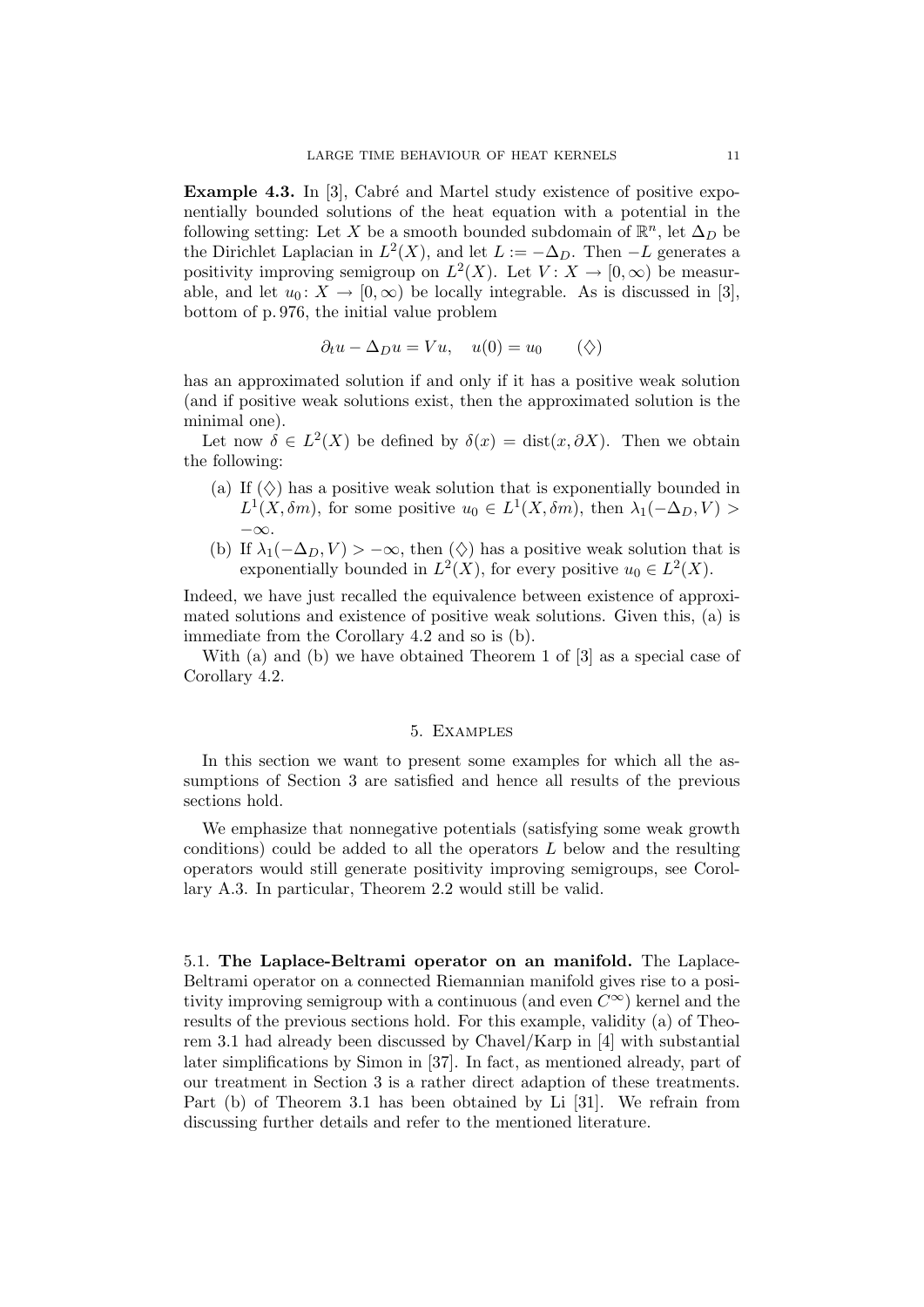**Example 4.3.** In [3], Cabré and Martel study existence of positive exponentially bounded solutions of the heat equation with a potential in the following setting: Let $X$ be a smooth bounded subdomain of $\mathbb{R}^n$, let $\Delta_D$ be the Dirichlet Laplacian in $L^2(X)$, and let $L := -\Delta_D$. Then $-L$ generates a positivity improving semigroup on $L^2(X)$. Let $V\colon X \to [0,\infty)$ be measurable, and let $u_0\colon X \to [0,\infty)$ be locally integrable. As is discussed in [3], bottom of p. 976, the initial value problem

$$\partial_t u - \Delta_D u = Vu, \quad u(0) = u_0 \qquad (\Diamond)$$

has an approximated solution if and only if it has a positive weak solution (and if positive weak solutions exist, then the approximated solution is the minimal one).

Let now $\delta \in L^2(X)$ be defined by $\delta(x) = \operatorname{dist}(x, \partial X)$. Then we obtain the following:

(a) If $(\Diamond)$ has a positive weak solution that is exponentially bounded in $L^1(X, \delta m)$, for some positive $u_0 \in L^1(X, \delta m)$, then $\lambda_1(-\Delta_D, V) > -\infty$.

(b) If $\lambda_1(-\Delta_D, V) > -\infty$, then $(\Diamond)$ has a positive weak solution that is exponentially bounded in $L^2(X)$, for every positive $u_0 \in L^2(X)$.

Indeed, we have just recalled the equivalence between existence of approximated solutions and existence of positive weak solutions. Given this, (a) is immediate from the Corollary 4.2 and so is (b).

With (a) and (b) we have obtained Theorem 1 of [3] as a special case of Corollary 4.2.

## 5. Examples

In this section we want to present some examples for which all the assumptions of Section 3 are satisfied and hence all results of the previous sections hold.

We emphasize that nonnegative potentials (satisfying some weak growth conditions) could be added to all the operators $L$ below and the resulting operators would still generate positivity improving semigroups, see Corollary A.3. In particular, Theorem 2.2 would still be valid.

### 5.1. The Laplace-Beltrami operator on an manifold.

The Laplace-Beltrami operator on a connected Riemannian manifold gives rise to a positivity improving semigroup with a continuous (and even $C^\infty$) kernel and the results of the previous sections hold. For this example, validity (a) of Theorem 3.1 had already been discussed by Chavel/Karp in [4] with substantial later simplifications by Simon in [37]. In fact, as mentioned already, part of our treatment in Section 3 is a rather direct adaption of these treatments. Part (b) of Theorem 3.1 has been obtained by Li [31]. We refrain from discussing further details and refer to the mentioned literature.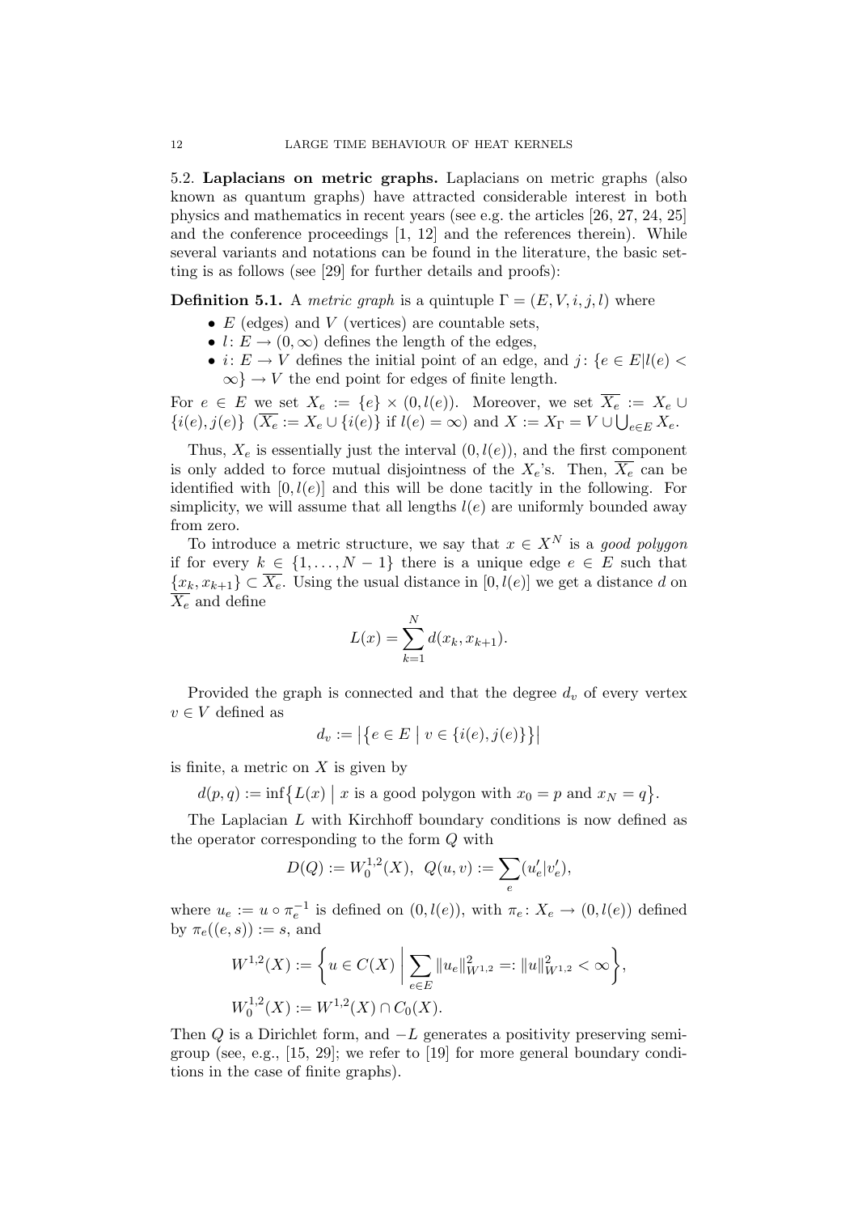5.2. **Laplacians on metric graphs.** Laplacians on metric graphs (also known as quantum graphs) have attracted considerable interest in both physics and mathematics in recent years (see e.g. the articles [26, 27, 24, 25] and the conference proceedings [1, 12] and the references therein). While several variants and notations can be found in the literature, the basic setting is as follows (see [29] for further details and proofs):

**Definition 5.1.** A *metric graph* is a quintuple $\Gamma = (E, V, i, j, l)$ where

- $E$ (edges) and $V$ (vertices) are countable sets,
- $l \colon E \to (0, \infty)$ defines the length of the edges,
- $i \colon E \to V$ defines the initial point of an edge, and $j \colon \{e \in E | l(e) < \infty\} \to V$ the end point for edges of finite length.

For $e \in E$ we set $X_e := \{e\} \times (0, l(e))$. Moreover, we set $\overline{X_e} := X_e \cup \{i(e), j(e)\}$ ($\overline{X_e} := X_e \cup \{i(e)\}$ if $l(e) = \infty$) and $X := X_\Gamma = V \cup \bigcup_{e \in E} X_e$.

Thus, $X_e$ is essentially just the interval $(0, l(e))$, and the first component is only added to force mutual disjointness of the $X_e$'s. Then, $\overline{X_e}$ can be identified with $[0, l(e)]$ and this will be done tacitly in the following. For simplicity, we will assume that all lengths $l(e)$ are uniformly bounded away from zero.

To introduce a metric structure, we say that $x \in X^N$ is a *good polygon* if for every $k \in \{1, \ldots, N-1\}$ there is a unique edge $e \in E$ such that $\{x_k, x_{k+1}\} \subset \overline{X_e}$. Using the usual distance in $[0, l(e)]$ we get a distance $d$ on $\overline{X_e}$ and define

$$L(x) = \sum_{k=1}^{N} d(x_k, x_{k+1}).$$

Provided the graph is connected and that the degree $d_v$ of every vertex $v \in V$ defined as

$$d_v := \big|\{e \in E \mid v \in \{i(e), j(e)\}\}\big|$$

is finite, a metric on $X$ is given by

$$d(p, q) := \inf\{L(x) \mid x \text{ is a good polygon with } x_0 = p \text{ and } x_N = q\}.$$

The Laplacian $L$ with Kirchhoff boundary conditions is now defined as the operator corresponding to the form $Q$ with

$$D(Q) := W_0^{1,2}(X), \;\; Q(u, v) := \sum_e (u_e' | v_e'),$$

where $u_e := u \circ \pi_e^{-1}$ is defined on $(0, l(e))$, with $\pi_e \colon X_e \to (0, l(e))$ defined by $\pi_e((e, s)) := s$, and

$$W^{1,2}(X) := \left\{ u \in C(X) \;\middle|\; \sum_{e \in E} \|u_e\|_{W^{1,2}}^2 =: \|u\|_{W^{1,2}}^2 < \infty \right\},$$

$$W_0^{1,2}(X) := W^{1,2}(X) \cap C_0(X).$$

Then $Q$ is a Dirichlet form, and $-L$ generates a positivity preserving semigroup (see, e.g., [15, 29]; we refer to [19] for more general boundary conditions in the case of finite graphs).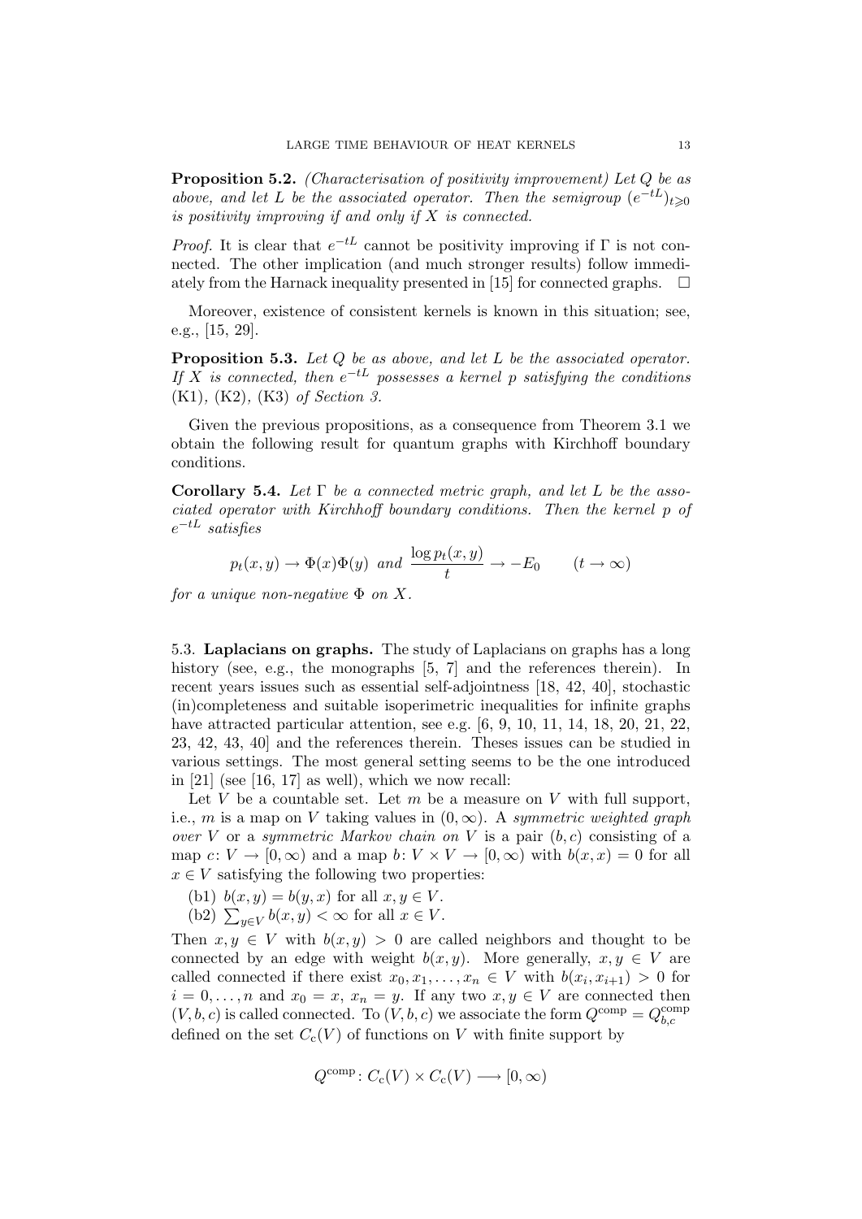**Proposition 5.2.** *(Characterisation of positivity improvement) Let $Q$ be as above, and let $L$ be the associated operator. Then the semigroup $(e^{-tL})_{t\geqslant 0}$ is positivity improving if and only if $X$ is connected.*

*Proof.* It is clear that $e^{-tL}$ cannot be positivity improving if $\Gamma$ is not connected. The other implication (and much stronger results) follow immediately from the Harnack inequality presented in [15] for connected graphs. $\square$

Moreover, existence of consistent kernels is known in this situation; see, e.g., [15, 29].

**Proposition 5.3.** *Let $Q$ be as above, and let $L$ be the associated operator. If $X$ is connected, then $e^{-tL}$ possesses a kernel $p$ satisfying the conditions* (K1), (K2), (K3) *of Section 3.*

Given the previous propositions, as a consequence from Theorem 3.1 we obtain the following result for quantum graphs with Kirchhoff boundary conditions.

**Corollary 5.4.** *Let $\Gamma$ be a connected metric graph, and let $L$ be the associated operator with Kirchhoff boundary conditions. Then the kernel $p$ of $e^{-tL}$ satisfies*

$$p_t(x,y) \to \Phi(x)\Phi(y) \ \ \text{and} \ \ \frac{\log p_t(x,y)}{t} \to -E_0 \qquad (t \to \infty)$$

*for a unique non-negative $\Phi$ on $X$.*

5.3. **Laplacians on graphs.** The study of Laplacians on graphs has a long history (see, e.g., the monographs [5, 7] and the references therein). In recent years issues such as essential self-adjointness [18, 42, 40], stochastic (in)completeness and suitable isoperimetric inequalities for infinite graphs have attracted particular attention, see e.g. [6, 9, 10, 11, 14, 18, 20, 21, 22, 23, 42, 43, 40] and the references therein. Theses issues can be studied in various settings. The most general setting seems to be the one introduced in [21] (see [16, 17] as well), which we now recall:

Let $V$ be a countable set. Let $m$ be a measure on $V$ with full support, i.e., $m$ is a map on $V$ taking values in $(0,\infty)$. A *symmetric weighted graph over $V$* or a *symmetric Markov chain on $V$* is a pair $(b,c)$ consisting of a map $c\colon V \to [0,\infty)$ and a map $b\colon V \times V \to [0,\infty)$ with $b(x,x) = 0$ for all $x \in V$ satisfying the following two properties:

(b1) $b(x,y) = b(y,x)$ for all $x,y \in V$.
(b2) $\sum_{y\in V} b(x,y) < \infty$ for all $x \in V$.

Then $x,y \in V$ with $b(x,y) > 0$ are called neighbors and thought to be connected by an edge with weight $b(x,y)$. More generally, $x,y \in V$ are called connected if there exist $x_0, x_1, \ldots, x_n \in V$ with $b(x_i, x_{i+1}) > 0$ for $i = 0, \ldots, n$ and $x_0 = x$, $x_n = y$. If any two $x,y \in V$ are connected then $(V,b,c)$ is called connected. To $(V,b,c)$ we associate the form $Q^{\text{comp}} = Q^{\text{comp}}_{b,c}$ defined on the set $C_c(V)$ of functions on $V$ with finite support by

$$Q^{\text{comp}}\colon C_c(V) \times C_c(V) \longrightarrow [0,\infty)$$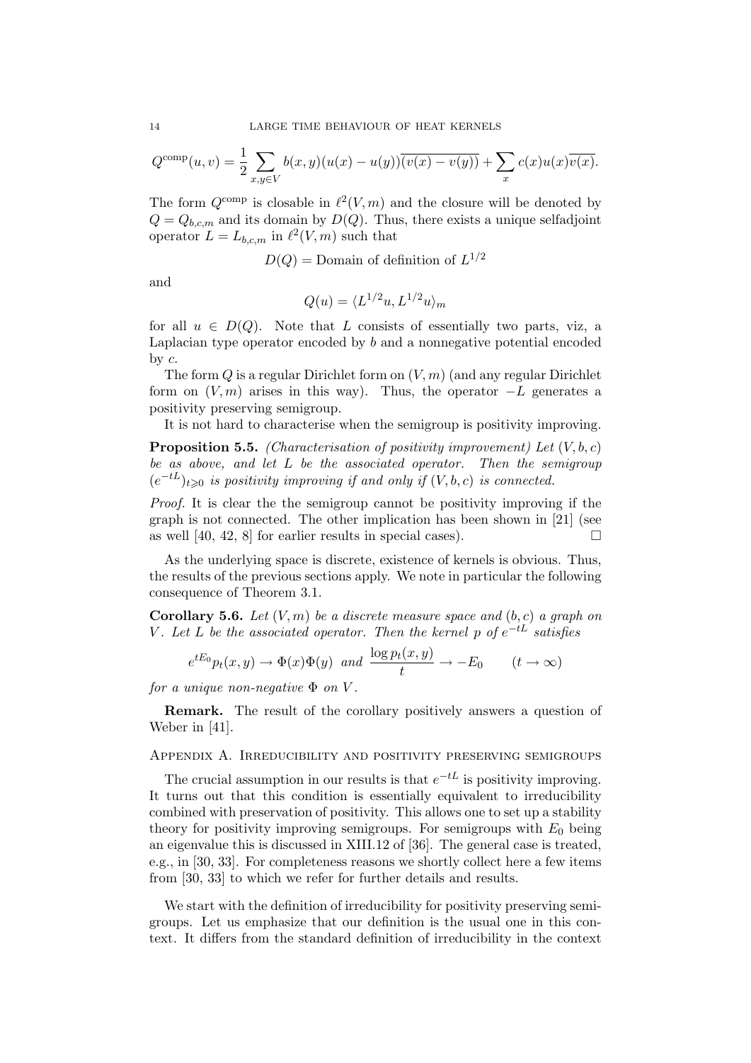$$Q^{\text{comp}}(u,v) = \frac{1}{2}\sum_{x,y\in V} b(x,y)(u(x)-u(y))\overline{(v(x)-v(y))} + \sum_x c(x)u(x)\overline{v(x)}.$$

The form $Q^{\text{comp}}$ is closable in $\ell^2(V,m)$ and the closure will be denoted by $Q = Q_{b,c,m}$ and its domain by $D(Q)$. Thus, there exists a unique selfadjoint operator $L = L_{b,c,m}$ in $\ell^2(V,m)$ such that

$$D(Q) = \text{Domain of definition of } L^{1/2}$$

and

$$Q(u) = \langle L^{1/2}u, L^{1/2}u\rangle_m$$

for all $u \in D(Q)$. Note that $L$ consists of essentially two parts, viz, a Laplacian type operator encoded by $b$ and a nonnegative potential encoded by $c$.

The form $Q$ is a regular Dirichlet form on $(V,m)$ (and any regular Dirichlet form on $(V,m)$ arises in this way). Thus, the operator $-L$ generates a positivity preserving semigroup.

It is not hard to characterise when the semigroup is positivity improving.

**Proposition 5.5.** *(Characterisation of positivity improvement) Let $(V,b,c)$ be as above, and let $L$ be the associated operator. Then the semigroup $(e^{-tL})_{t\geqslant 0}$ is positivity improving if and only if $(V,b,c)$ is connected.*

*Proof.* It is clear the the semigroup cannot be positivity improving if the graph is not connected. The other implication has been shown in [21] (see as well [40, 42, 8] for earlier results in special cases). □

As the underlying space is discrete, existence of kernels is obvious. Thus, the results of the previous sections apply. We note in particular the following consequence of Theorem 3.1.

**Corollary 5.6.** *Let $(V,m)$ be a discrete measure space and $(b,c)$ a graph on $V$. Let $L$ be the associated operator. Then the kernel $p$ of $e^{-tL}$ satisfies*

$$e^{tE_0}p_t(x,y) \to \Phi(x)\Phi(y) \;\text{ and }\; \frac{\log p_t(x,y)}{t} \to -E_0 \qquad (t\to\infty)$$

*for a unique non-negative $\Phi$ on $V$.*

**Remark.** The result of the corollary positively answers a question of Weber in [41].

## Appendix A. Irreducibility and positivity preserving semigroups

The crucial assumption in our results is that $e^{-tL}$ is positivity improving. It turns out that this condition is essentially equivalent to irreducibility combined with preservation of positivity. This allows one to set up a stability theory for positivity improving semigroups. For semigroups with $E_0$ being an eigenvalue this is discussed in XIII.12 of [36]. The general case is treated, e.g., in [30, 33]. For completeness reasons we shortly collect here a few items from [30, 33] to which we refer for further details and results.

We start with the definition of irreducibility for positivity preserving semigroups. Let us emphasize that our definition is the usual one in this context. It differs from the standard definition of irreducibility in the context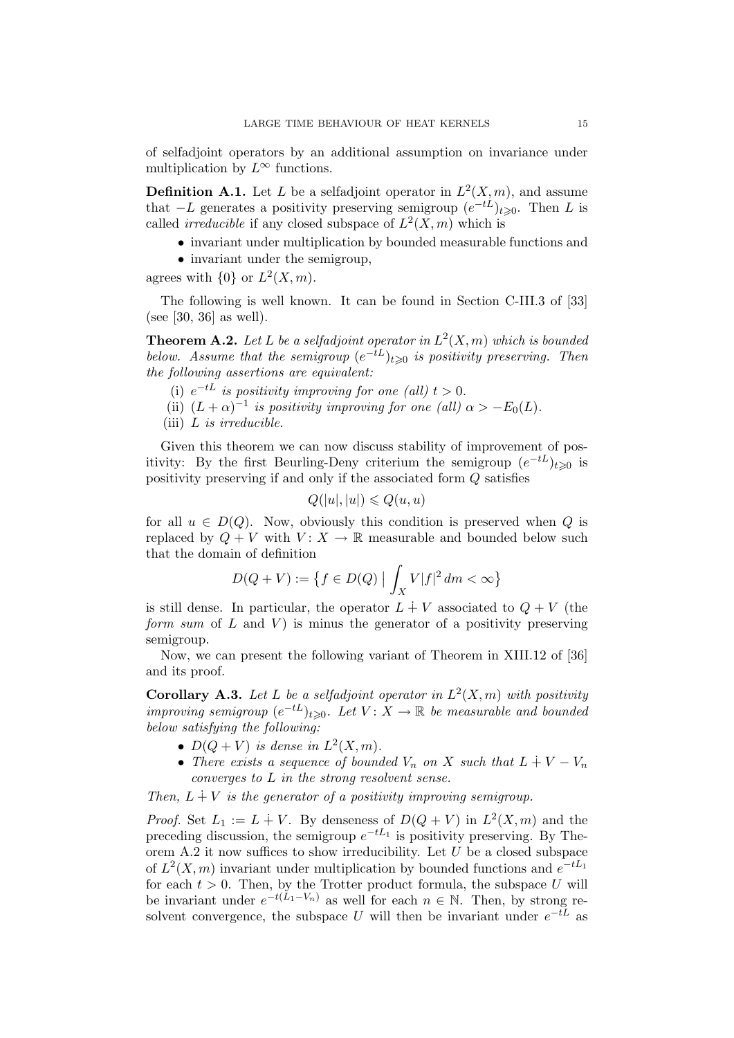of selfadjoint operators by an additional assumption on invariance under multiplication by $L^\infty$ functions.

**Definition A.1.** Let $L$ be a selfadjoint operator in $L^2(X,m)$, and assume that $-L$ generates a positivity preserving semigroup $(e^{-tL})_{t\geqslant 0}$. Then $L$ is called *irreducible* if any closed subspace of $L^2(X,m)$ which is

- invariant under multiplication by bounded measurable functions and
- invariant under the semigroup,

agrees with $\{0\}$ or $L^2(X,m)$.

The following is well known. It can be found in Section C-III.3 of [33] (see [30, 36] as well).

**Theorem A.2.** *Let $L$ be a selfadjoint operator in $L^2(X,m)$ which is bounded below. Assume that the semigroup $(e^{-tL})_{t\geqslant 0}$ is positivity preserving. Then the following assertions are equivalent:*

(i) *$e^{-tL}$ is positivity improving for one (all) $t>0$.*
(ii) *$(L+\alpha)^{-1}$ is positivity improving for one (all) $\alpha > -E_0(L)$.*
(iii) *$L$ is irreducible.*

Given this theorem we can now discuss stability of improvement of positivity: By the first Beurling-Deny criterium the semigroup $(e^{-tL})_{t\geqslant 0}$ is positivity preserving if and only if the associated form $Q$ satisfies

$$Q(|u|,|u|) \leqslant Q(u,u)$$

for all $u \in D(Q)$. Now, obviously this condition is preserved when $Q$ is replaced by $Q+V$ with $V\colon X \to \mathbb{R}$ measurable and bounded below such that the domain of definition

$$D(Q+V) := \big\{ f \in D(Q) \mid \int_X V|f|^2\, dm < \infty \big\}$$

is still dense. In particular, the operator $L \dotplus V$ associated to $Q+V$ (the *form sum* of $L$ and $V$) is minus the generator of a positivity preserving semigroup.

Now, we can present the following variant of Theorem in XIII.12 of [36] and its proof.

**Corollary A.3.** *Let $L$ be a selfadjoint operator in $L^2(X,m)$ with positivity improving semigroup $(e^{-tL})_{t\geqslant 0}$. Let $V\colon X \to \mathbb{R}$ be measurable and bounded below satisfying the following:*

- *$D(Q+V)$ is dense in $L^2(X,m)$.*
- *There exists a sequence of bounded $V_n$ on $X$ such that $L \dotplus V - V_n$ converges to $L$ in the strong resolvent sense.*

*Then, $L \dotplus V$ is the generator of a positivity improving semigroup.*

*Proof.* Set $L_1 := L \dotplus V$. By denseness of $D(Q+V)$ in $L^2(X,m)$ and the preceding discussion, the semigroup $e^{-tL_1}$ is positivity preserving. By Theorem A.2 it now suffices to show irreducibility. Let $U$ be a closed subspace of $L^2(X,m)$ invariant under multiplication by bounded functions and $e^{-tL_1}$ for each $t>0$. Then, by the Trotter product formula, the subspace $U$ will be invariant under $e^{-t(L_1 - V_n)}$ as well for each $n \in \mathbb{N}$. Then, by strong resolvent convergence, the subspace $U$ will then be invariant under $e^{-tL}$ as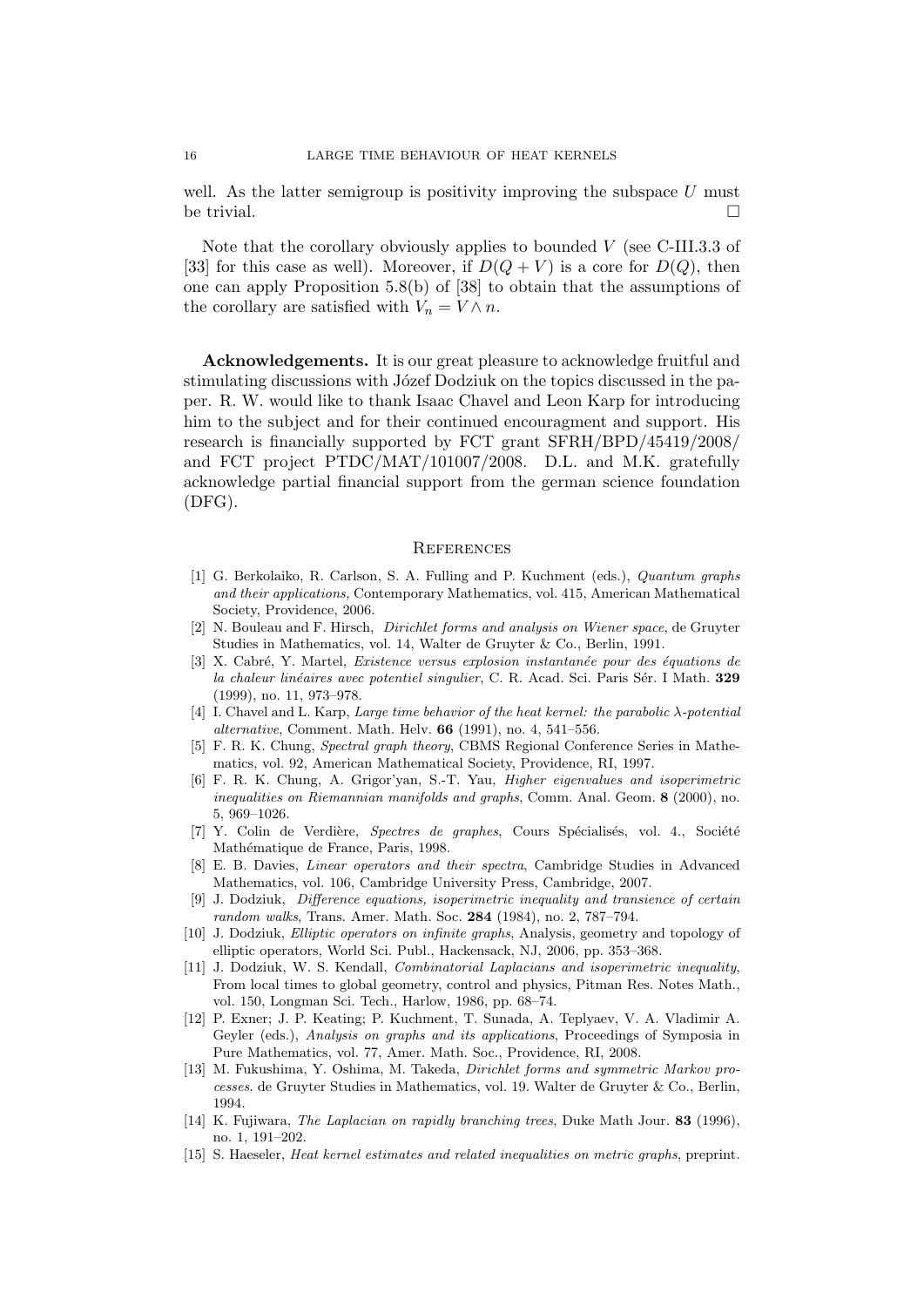well. As the latter semigroup is positivity improving the subspace $U$ must be trivial. □

Note that the corollary obviously applies to bounded $V$ (see C-III.3.3 of [33] for this case as well). Moreover, if $D(Q+V)$ is a core for $D(Q)$, then one can apply Proposition 5.8(b) of [38] to obtain that the assumptions of the corollary are satisfied with $V_n = V \wedge n$.

**Acknowledgements.** It is our great pleasure to acknowledge fruitful and stimulating discussions with Józef Dodziuk on the topics discussed in the paper. R. W. would like to thank Isaac Chavel and Leon Karp for introducing him to the subject and for their continued encouragment and support. His research is financially supported by FCT grant SFRH/BPD/45419/2008/ and FCT project PTDC/MAT/101007/2008. D.L. and M.K. gratefully acknowledge partial financial support from the german science foundation (DFG).

## References

[1] G. Berkolaiko, R. Carlson, S. A. Fulling and P. Kuchment (eds.), *Quantum graphs and their applications,* Contemporary Mathematics, vol. 415, American Mathematical Society, Providence, 2006.

[2] N. Bouleau and F. Hirsch, *Dirichlet forms and analysis on Wiener space*, de Gruyter Studies in Mathematics, vol. 14, Walter de Gruyter & Co., Berlin, 1991.

[3] X. Cabré, Y. Martel, *Existence versus explosion instantanée pour des équations de la chaleur linéaires avec potentiel singulier*, C. R. Acad. Sci. Paris Sér. I Math. **329** (1999), no. 11, 973–978.

[4] I. Chavel and L. Karp, *Large time behavior of the heat kernel: the parabolic $\lambda$-potential alternative*, Comment. Math. Helv. **66** (1991), no. 4, 541–556.

[5] F. R. K. Chung, *Spectral graph theory*, CBMS Regional Conference Series in Mathematics, vol. 92, American Mathematical Society, Providence, RI, 1997.

[6] F. R. K. Chung, A. Grigor'yan, S.-T. Yau, *Higher eigenvalues and isoperimetric inequalities on Riemannian manifolds and graphs*, Comm. Anal. Geom. **8** (2000), no. 5, 969–1026.

[7] Y. Colin de Verdière, *Spectres de graphes*, Cours Spécialisés, vol. 4., Société Mathématique de France, Paris, 1998.

[8] E. B. Davies, *Linear operators and their spectra*, Cambridge Studies in Advanced Mathematics, vol. 106, Cambridge University Press, Cambridge, 2007.

[9] J. Dodziuk, *Difference equations, isoperimetric inequality and transience of certain random walks*, Trans. Amer. Math. Soc. **284** (1984), no. 2, 787–794.

[10] J. Dodziuk, *Elliptic operators on infinite graphs*, Analysis, geometry and topology of elliptic operators, World Sci. Publ., Hackensack, NJ, 2006, pp. 353–368.

[11] J. Dodziuk, W. S. Kendall, *Combinatorial Laplacians and isoperimetric inequality*, From local times to global geometry, control and physics, Pitman Res. Notes Math., vol. 150, Longman Sci. Tech., Harlow, 1986, pp. 68–74.

[12] P. Exner; J. P. Keating; P. Kuchment, T. Sunada, A. Teplyaev, V. A. Vladimir A. Geyler (eds.), *Analysis on graphs and its applications*, Proceedings of Symposia in Pure Mathematics, vol. 77, Amer. Math. Soc., Providence, RI, 2008.

[13] M. Fukushima, Y. Oshima, M. Takeda, *Dirichlet forms and symmetric Markov processes*. de Gruyter Studies in Mathematics, vol. 19. Walter de Gruyter & Co., Berlin, 1994.

[14] K. Fujiwara, *The Laplacian on rapidly branching trees*, Duke Math Jour. **83** (1996), no. 1, 191–202.

[15] S. Haeseler, *Heat kernel estimates and related inequalities on metric graphs*, preprint.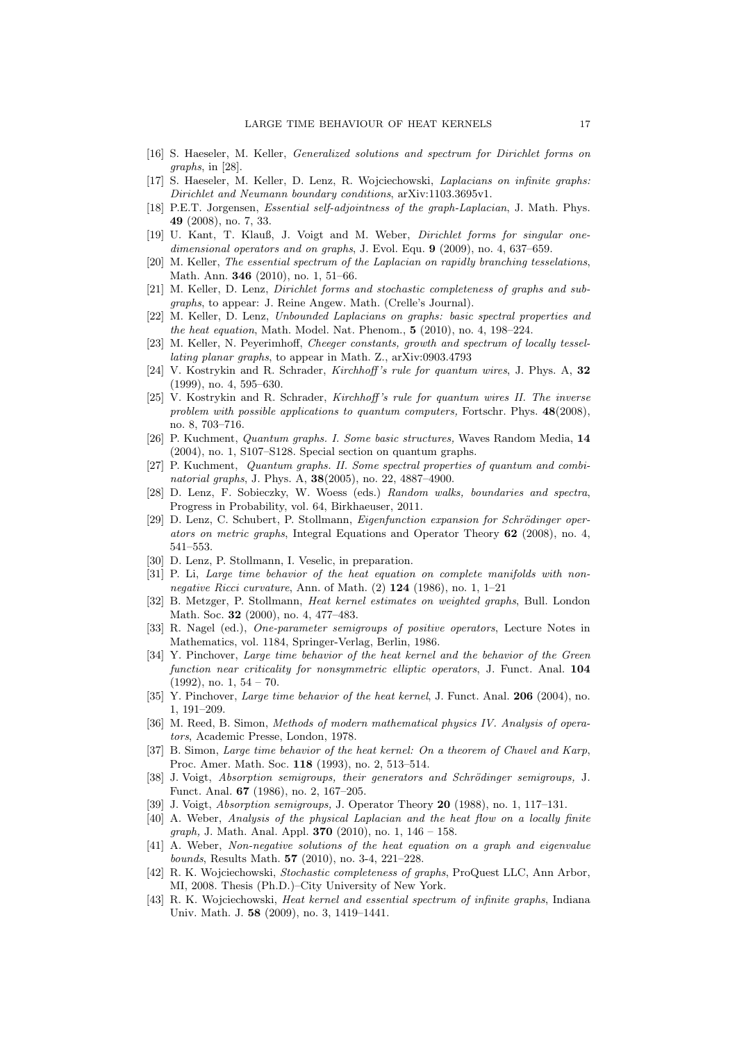[16] S. Haeseler, M. Keller, *Generalized solutions and spectrum for Dirichlet forms on graphs*, in [28].

[17] S. Haeseler, M. Keller, D. Lenz, R. Wojciechowski, *Laplacians on infinite graphs: Dirichlet and Neumann boundary conditions*, arXiv:1103.3695v1.

[18] P.E.T. Jorgensen, *Essential self-adjointness of the graph-Laplacian*, J. Math. Phys. **49** (2008), no. 7, 33.

[19] U. Kant, T. Klauß, J. Voigt and M. Weber, *Dirichlet forms for singular one-dimensional operators and on graphs*, J. Evol. Equ. **9** (2009), no. 4, 637–659.

[20] M. Keller, *The essential spectrum of the Laplacian on rapidly branching tesselations*, Math. Ann. **346** (2010), no. 1, 51–66.

[21] M. Keller, D. Lenz, *Dirichlet forms and stochastic completeness of graphs and subgraphs*, to appear: J. Reine Angew. Math. (Crelle's Journal).

[22] M. Keller, D. Lenz, *Unbounded Laplacians on graphs: basic spectral properties and the heat equation*, Math. Model. Nat. Phenom., **5** (2010), no. 4, 198–224.

[23] M. Keller, N. Peyerimhoff, *Cheeger constants, growth and spectrum of locally tessellating planar graphs*, to appear in Math. Z., arXiv:0903.4793

[24] V. Kostrykin and R. Schrader, *Kirchhoff's rule for quantum wires*, J. Phys. A, **32** (1999), no. 4, 595–630.

[25] V. Kostrykin and R. Schrader, *Kirchhoff's rule for quantum wires II. The inverse problem with possible applications to quantum computers,* Fortschr. Phys. **48**(2008), no. 8, 703–716.

[26] P. Kuchment, *Quantum graphs. I. Some basic structures,* Waves Random Media, **14** (2004), no. 1, S107–S128. Special section on quantum graphs.

[27] P. Kuchment, *Quantum graphs. II. Some spectral properties of quantum and combinatorial graphs*, J. Phys. A, **38**(2005), no. 22, 4887–4900.

[28] D. Lenz, F. Sobieczky, W. Woess (eds.) *Random walks, boundaries and spectra*, Progress in Probability, vol. 64, Birkhaeuser, 2011.

[29] D. Lenz, C. Schubert, P. Stollmann, *Eigenfunction expansion for Schrödinger operators on metric graphs*, Integral Equations and Operator Theory **62** (2008), no. 4, 541–553.

[30] D. Lenz, P. Stollmann, I. Veselic, in preparation.

[31] P. Li, *Large time behavior of the heat equation on complete manifolds with nonnegative Ricci curvature*, Ann. of Math. (2) **124** (1986), no. 1, 1–21

[32] B. Metzger, P. Stollmann, *Heat kernel estimates on weighted graphs*, Bull. London Math. Soc. **32** (2000), no. 4, 477–483.

[33] R. Nagel (ed.), *One-parameter semigroups of positive operators*, Lecture Notes in Mathematics, vol. 1184, Springer-Verlag, Berlin, 1986.

[34] Y. Pinchover, *Large time behavior of the heat kernel and the behavior of the Green function near criticality for nonsymmetric elliptic operators*, J. Funct. Anal. **104** (1992), no. 1, 54 – 70.

[35] Y. Pinchover, *Large time behavior of the heat kernel*, J. Funct. Anal. **206** (2004), no. 1, 191–209.

[36] M. Reed, B. Simon, *Methods of modern mathematical physics IV. Analysis of operators*, Academic Presse, London, 1978.

[37] B. Simon, *Large time behavior of the heat kernel: On a theorem of Chavel and Karp*, Proc. Amer. Math. Soc. **118** (1993), no. 2, 513–514.

[38] J. Voigt, *Absorption semigroups, their generators and Schrödinger semigroups,* J. Funct. Anal. **67** (1986), no. 2, 167–205.

[39] J. Voigt, *Absorption semigroups,* J. Operator Theory **20** (1988), no. 1, 117–131.

[40] A. Weber, *Analysis of the physical Laplacian and the heat flow on a locally finite graph,* J. Math. Anal. Appl. **370** (2010), no. 1, 146 – 158.

[41] A. Weber, *Non-negative solutions of the heat equation on a graph and eigenvalue bounds*, Results Math. **57** (2010), no. 3-4, 221–228.

[42] R. K. Wojciechowski, *Stochastic completeness of graphs*, ProQuest LLC, Ann Arbor, MI, 2008. Thesis (Ph.D.)–City University of New York.

[43] R. K. Wojciechowski, *Heat kernel and essential spectrum of infinite graphs*, Indiana Univ. Math. J. **58** (2009), no. 3, 1419–1441.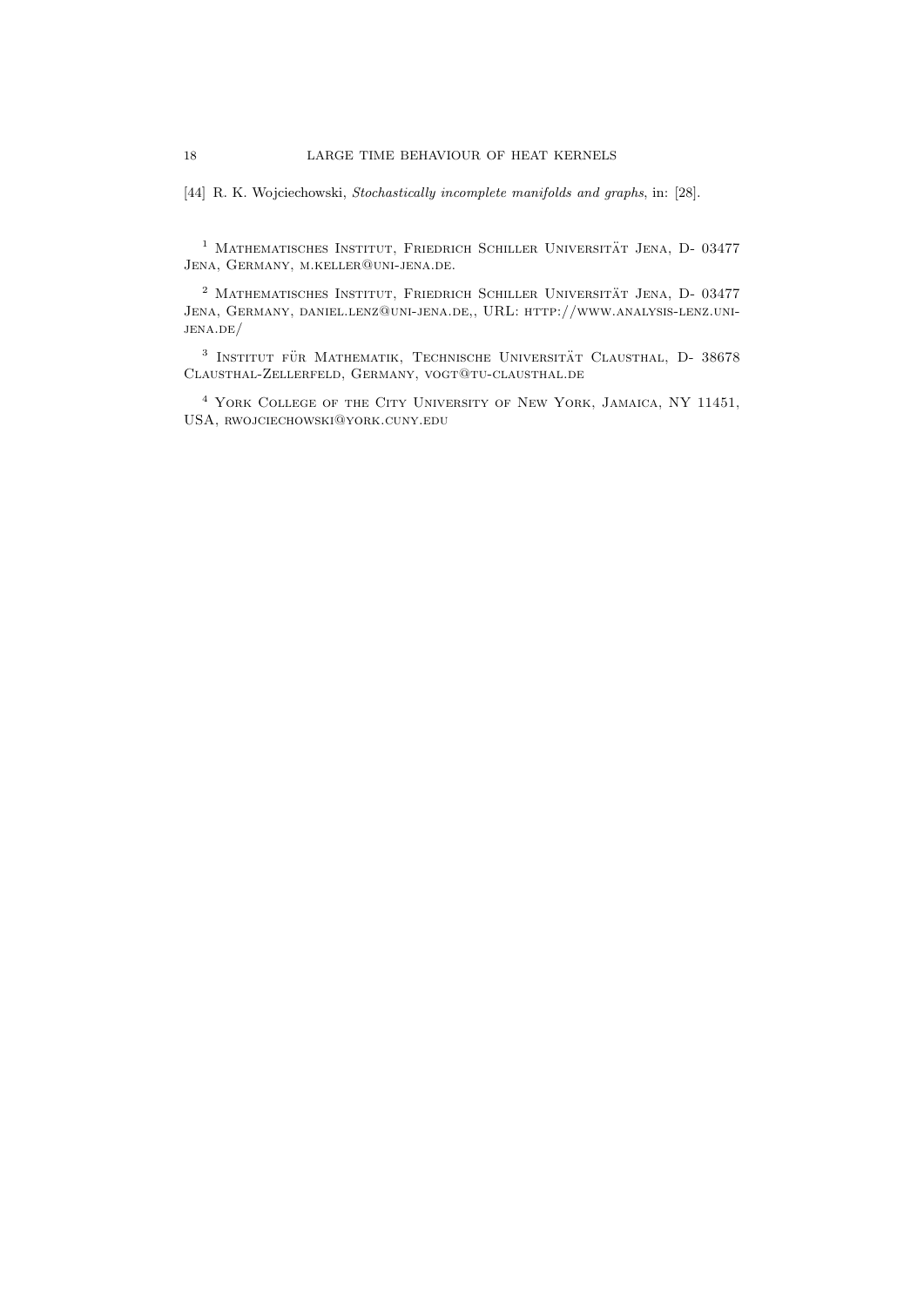[44] R. K. Wojciechowski, *Stochastically incomplete manifolds and graphs*, in: [28].

[1] Mathematisches Institut, Friedrich Schiller Universität Jena, D- 03477 Jena, Germany, m.keller@uni-jena.de.

[2] Mathematisches Institut, Friedrich Schiller Universität Jena, D- 03477 Jena, Germany, daniel.lenz@uni-jena.de,, URL: http://www.analysis-lenz.uni-jena.de/

[3] Institut für Mathematik, Technische Universität Clausthal, D- 38678 Clausthal-Zellerfeld, Germany, vogt@tu-clausthal.de

[4] York College of the City University of New York, Jamaica, NY 11451, USA, rwojciechowski@york.cuny.edu